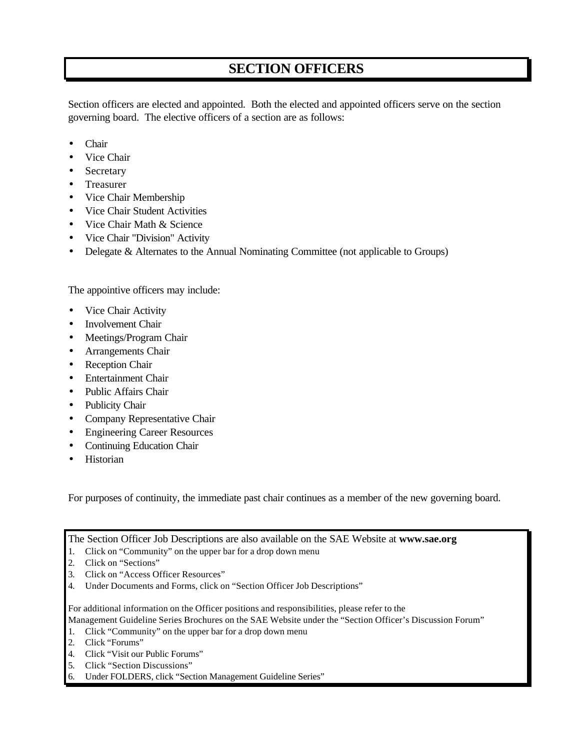# SECTION OFFICERS

Section officers are elected and appointed. Both the elected and appointed officers serve on the section governing board. The elective officers of a section are as follows:

- Chair
- Vice Chair
- Secretary
- Treasurer
- Vice Chair Membership
- Vice Chair Student Activities
- Vice Chair Math & Science
- Vice Chair "Division" Activity
- Delegate & Alternates to the Annual Nominating Committee (not applicable to Groups)

The appointive officers may include:

- Vice Chair Activity
- Involvement Chair
- Meetings/Program Chair
- Arrangements Chair
- Reception Chair
- Entertainment Chair
- Public Affairs Chair
- Publicity Chair
- Company Representative Chair
- Engineering Career Resources
- Continuing Education Chair
- Historian

For purposes of continuity, the immediate past chair continues as a member of the new governing board.

The Section Officer Job Descriptions are also available on the SAE Website at **www.sae.org**

1. Click on "Community" on the upper bar for a drop down menu
2. Click on "Sections"
3. Click on "Access Officer Resources"
4. Under Documents and Forms, click on "Section Officer Job Descriptions"

For additional information on the Officer positions and responsibilities, please refer to the Management Guideline Series Brochures on the SAE Website under the "Section Officer's Discussion Forum"

1. Click "Community" on the upper bar for a drop down menu
2. Click "Forums"
4. Click "Visit our Public Forums"
5. Click "Section Discussions"
6. Under FOLDERS, click "Section Management Guideline Series"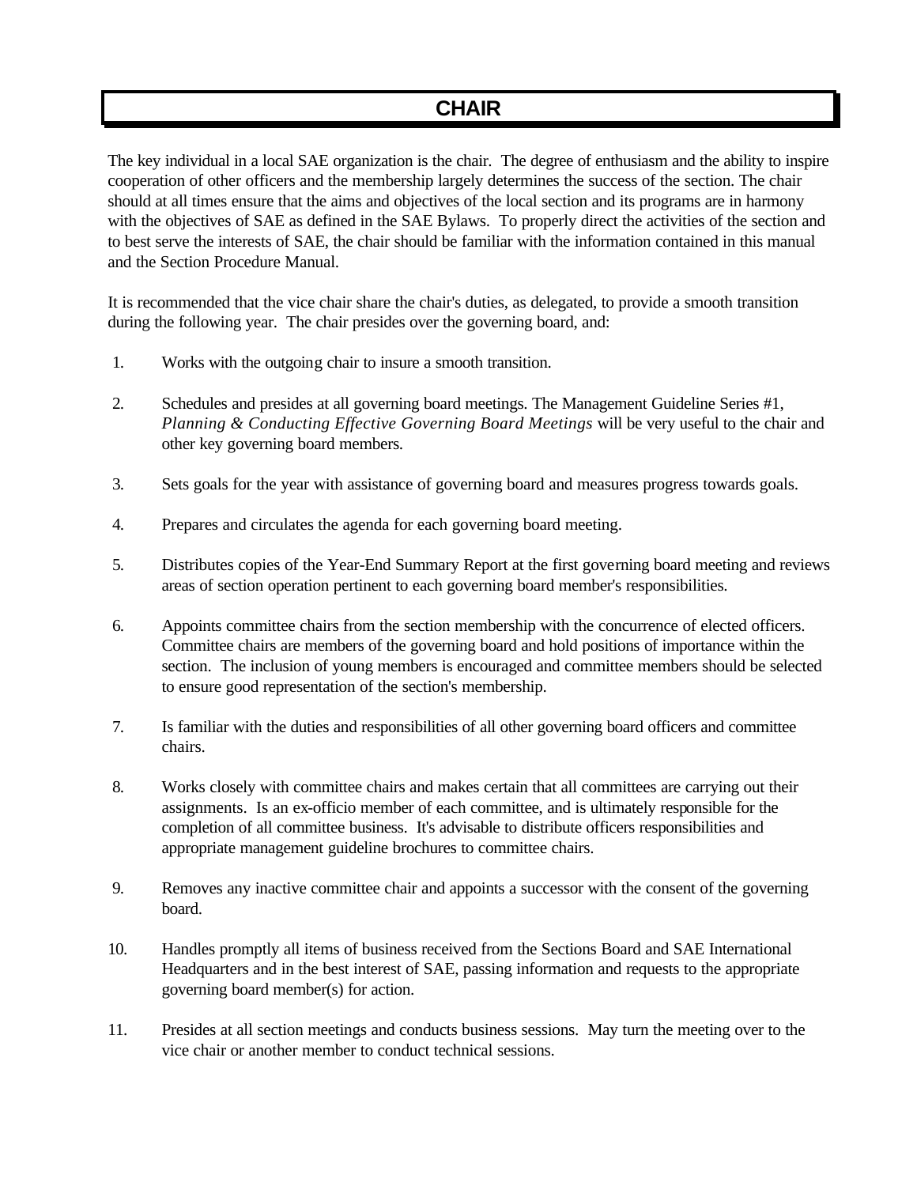# CHAIR

The key individual in a local SAE organization is the chair. The degree of enthusiasm and the ability to inspire cooperation of other officers and the membership largely determines the success of the section. The chair should at all times ensure that the aims and objectives of the local section and its programs are in harmony with the objectives of SAE as defined in the SAE Bylaws. To properly direct the activities of the section and to best serve the interests of SAE, the chair should be familiar with the information contained in this manual and the Section Procedure Manual.

It is recommended that the vice chair share the chair's duties, as delegated, to provide a smooth transition during the following year. The chair presides over the governing board, and:

1. Works with the outgoing chair to insure a smooth transition.

2. Schedules and presides at all governing board meetings. The Management Guideline Series #1, *Planning & Conducting Effective Governing Board Meetings* will be very useful to the chair and other key governing board members.

3. Sets goals for the year with assistance of governing board and measures progress towards goals.

4. Prepares and circulates the agenda for each governing board meeting.

5. Distributes copies of the Year-End Summary Report at the first governing board meeting and reviews areas of section operation pertinent to each governing board member's responsibilities.

6. Appoints committee chairs from the section membership with the concurrence of elected officers. Committee chairs are members of the governing board and hold positions of importance within the section. The inclusion of young members is encouraged and committee members should be selected to ensure good representation of the section's membership.

7. Is familiar with the duties and responsibilities of all other governing board officers and committee chairs.

8. Works closely with committee chairs and makes certain that all committees are carrying out their assignments. Is an ex-officio member of each committee, and is ultimately responsible for the completion of all committee business. It's advisable to distribute officers responsibilities and appropriate management guideline brochures to committee chairs.

9. Removes any inactive committee chair and appoints a successor with the consent of the governing board.

10. Handles promptly all items of business received from the Sections Board and SAE International Headquarters and in the best interest of SAE, passing information and requests to the appropriate governing board member(s) for action.

11. Presides at all section meetings and conducts business sessions. May turn the meeting over to the vice chair or another member to conduct technical sessions.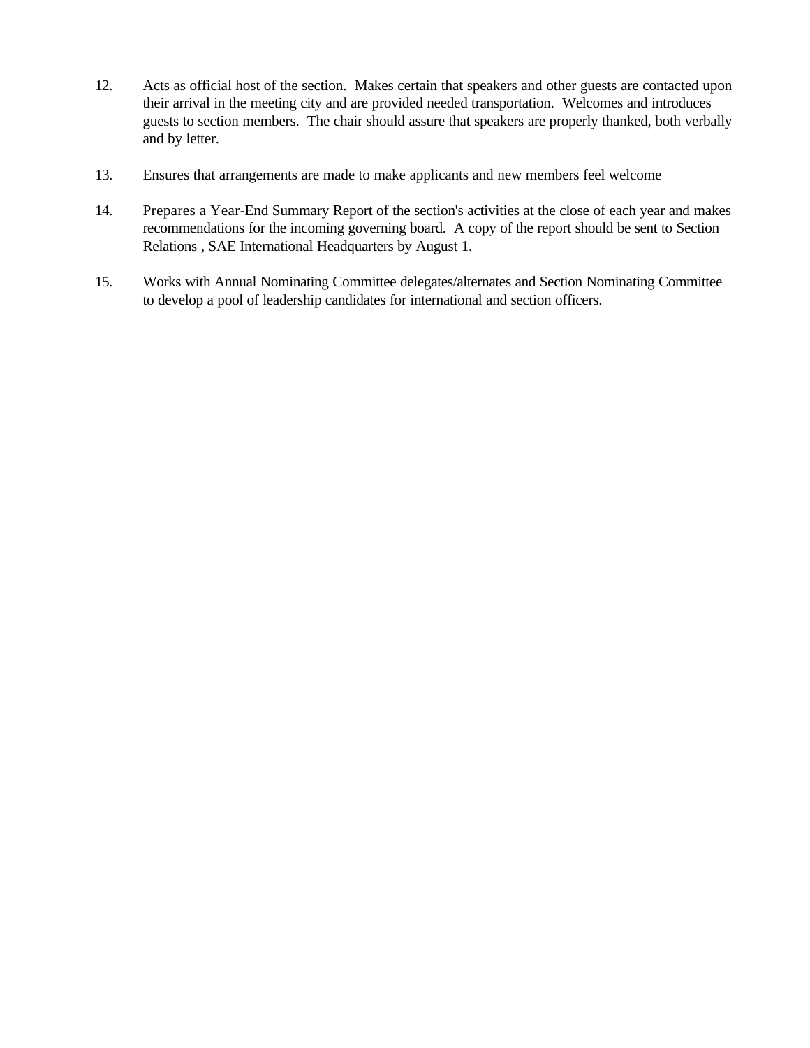12. Acts as official host of the section. Makes certain that speakers and other guests are contacted upon their arrival in the meeting city and are provided needed transportation. Welcomes and introduces guests to section members. The chair should assure that speakers are properly thanked, both verbally and by letter.

13. Ensures that arrangements are made to make applicants and new members feel welcome

14. Prepares a Year-End Summary Report of the section's activities at the close of each year and makes recommendations for the incoming governing board. A copy of the report should be sent to Section Relations , SAE International Headquarters by August 1.

15. Works with Annual Nominating Committee delegates/alternates and Section Nominating Committee to develop a pool of leadership candidates for international and section officers.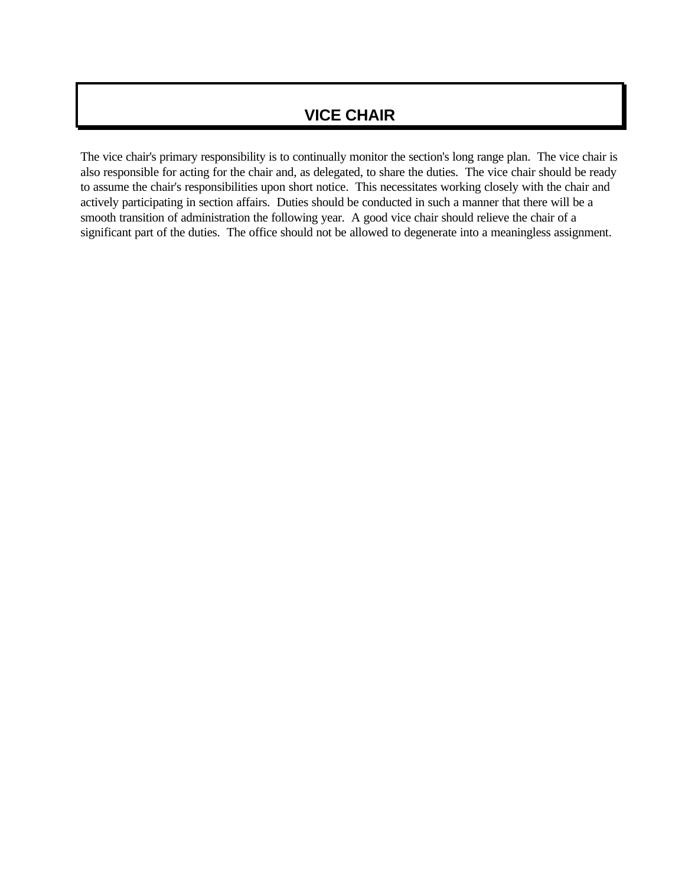# VICE CHAIR

The vice chair's primary responsibility is to continually monitor the section's long range plan. The vice chair is also responsible for acting for the chair and, as delegated, to share the duties. The vice chair should be ready to assume the chair's responsibilities upon short notice. This necessitates working closely with the chair and actively participating in section affairs. Duties should be conducted in such a manner that there will be a smooth transition of administration the following year. A good vice chair should relieve the chair of a significant part of the duties. The office should not be allowed to degenerate into a meaningless assignment.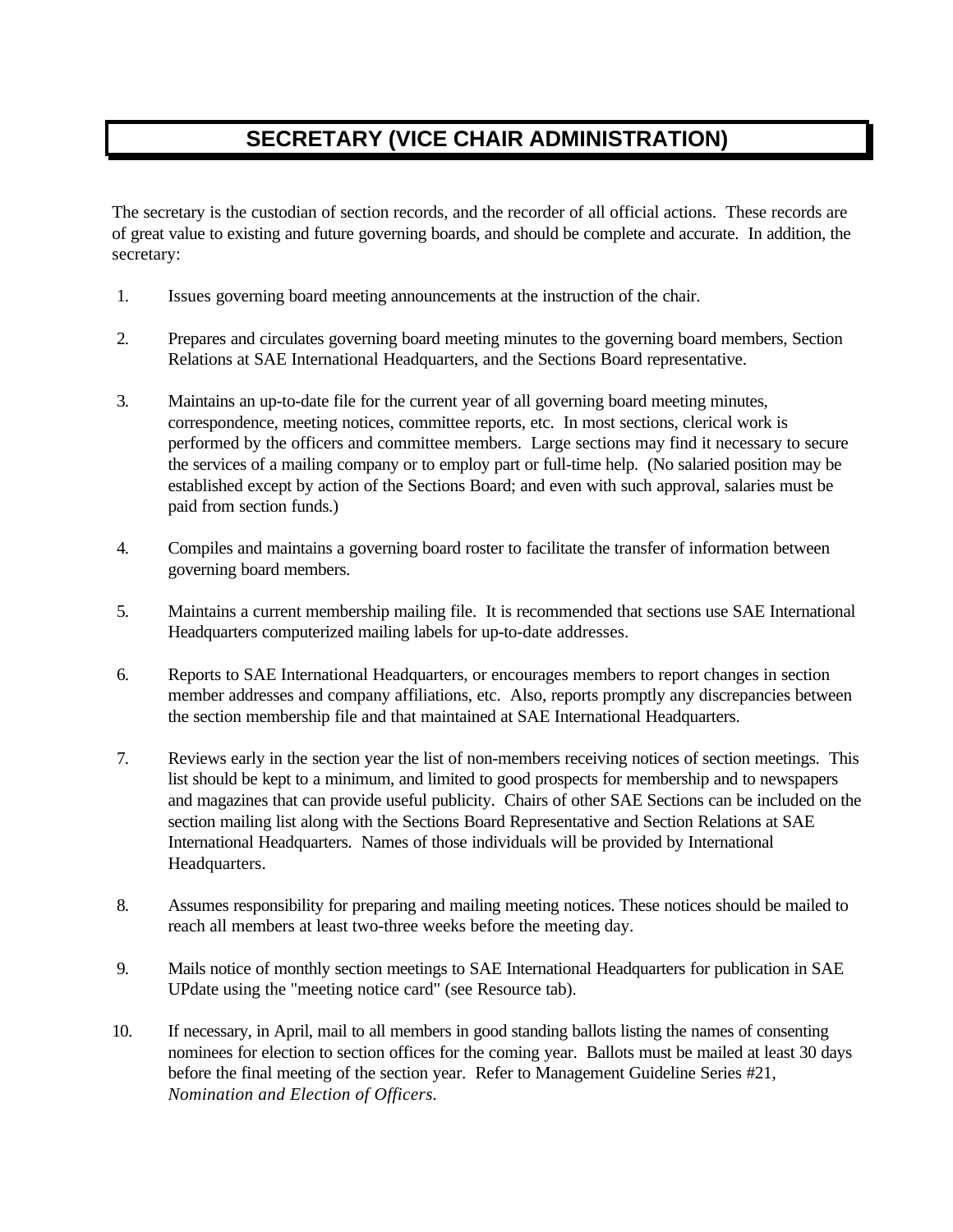# SECRETARY (VICE CHAIR ADMINISTRATION)

The secretary is the custodian of section records, and the recorder of all official actions. These records are of great value to existing and future governing boards, and should be complete and accurate. In addition, the secretary:

1. Issues governing board meeting announcements at the instruction of the chair.
2. Prepares and circulates governing board meeting minutes to the governing board members, Section Relations at SAE International Headquarters, and the Sections Board representative.
3. Maintains an up-to-date file for the current year of all governing board meeting minutes, correspondence, meeting notices, committee reports, etc. In most sections, clerical work is performed by the officers and committee members. Large sections may find it necessary to secure the services of a mailing company or to employ part or full-time help. (No salaried position may be established except by action of the Sections Board; and even with such approval, salaries must be paid from section funds.)
4. Compiles and maintains a governing board roster to facilitate the transfer of information between governing board members.
5. Maintains a current membership mailing file. It is recommended that sections use SAE International Headquarters computerized mailing labels for up-to-date addresses.
6. Reports to SAE International Headquarters, or encourages members to report changes in section member addresses and company affiliations, etc. Also, reports promptly any discrepancies between the section membership file and that maintained at SAE International Headquarters.
7. Reviews early in the section year the list of non-members receiving notices of section meetings. This list should be kept to a minimum, and limited to good prospects for membership and to newspapers and magazines that can provide useful publicity. Chairs of other SAE Sections can be included on the section mailing list along with the Sections Board Representative and Section Relations at SAE International Headquarters. Names of those individuals will be provided by International Headquarters.
8. Assumes responsibility for preparing and mailing meeting notices. These notices should be mailed to reach all members at least two-three weeks before the meeting day.
9. Mails notice of monthly section meetings to SAE International Headquarters for publication in SAE UPdate using the "meeting notice card" (see Resource tab).
10. If necessary, in April, mail to all members in good standing ballots listing the names of consenting nominees for election to section offices for the coming year. Ballots must be mailed at least 30 days before the final meeting of the section year. Refer to Management Guideline Series #21, *Nomination and Election of Officers.*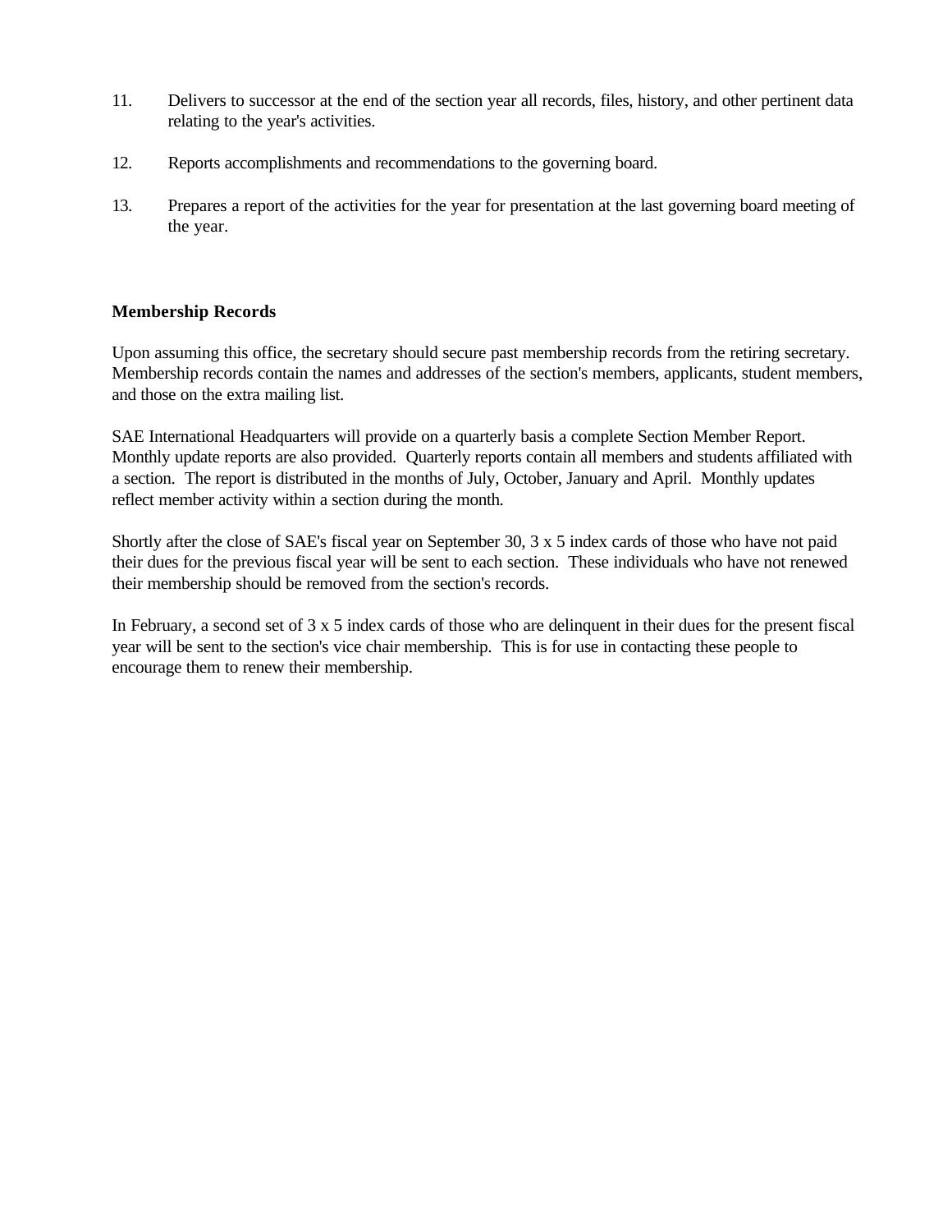11. Delivers to successor at the end of the section year all records, files, history, and other pertinent data relating to the year's activities.

12. Reports accomplishments and recommendations to the governing board.

13. Prepares a report of the activities for the year for presentation at the last governing board meeting of the year.

**Membership Records**

Upon assuming this office, the secretary should secure past membership records from the retiring secretary. Membership records contain the names and addresses of the section's members, applicants, student members, and those on the extra mailing list.

SAE International Headquarters will provide on a quarterly basis a complete Section Member Report. Monthly update reports are also provided. Quarterly reports contain all members and students affiliated with a section. The report is distributed in the months of July, October, January and April. Monthly updates reflect member activity within a section during the month.

Shortly after the close of SAE's fiscal year on September 30, 3 x 5 index cards of those who have not paid their dues for the previous fiscal year will be sent to each section. These individuals who have not renewed their membership should be removed from the section's records.

In February, a second set of 3 x 5 index cards of those who are delinquent in their dues for the present fiscal year will be sent to the section's vice chair membership. This is for use in contacting these people to encourage them to renew their membership.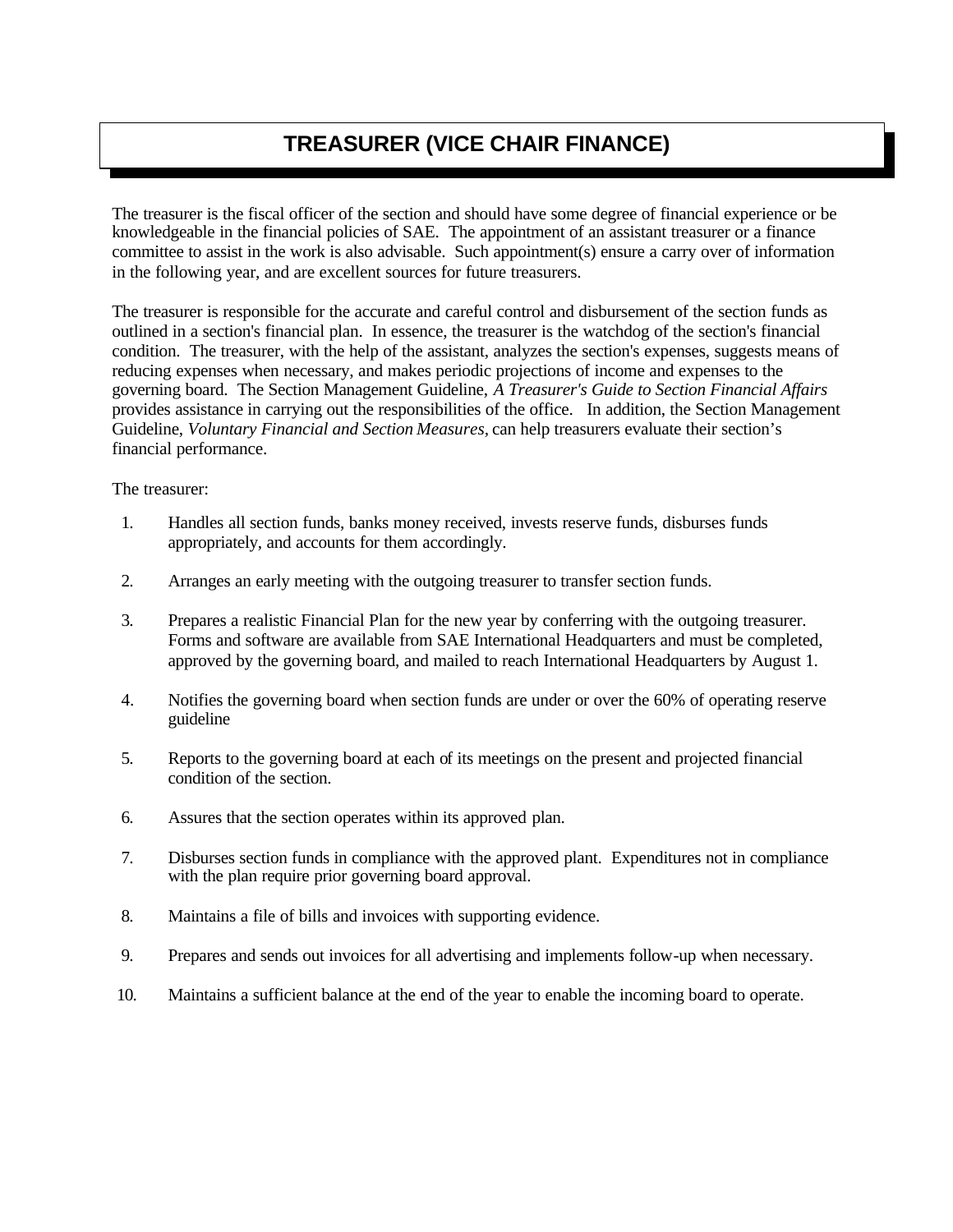# TREASURER (VICE CHAIR FINANCE)

The treasurer is the fiscal officer of the section and should have some degree of financial experience or be knowledgeable in the financial policies of SAE. The appointment of an assistant treasurer or a finance committee to assist in the work is also advisable. Such appointment(s) ensure a carry over of information in the following year, and are excellent sources for future treasurers.

The treasurer is responsible for the accurate and careful control and disbursement of the section funds as outlined in a section's financial plan. In essence, the treasurer is the watchdog of the section's financial condition. The treasurer, with the help of the assistant, analyzes the section's expenses, suggests means of reducing expenses when necessary, and makes periodic projections of income and expenses to the governing board. The Section Management Guideline, *A Treasurer's Guide to Section Financial Affairs* provides assistance in carrying out the responsibilities of the office. In addition, the Section Management Guideline, *Voluntary Financial and Section Measures*, can help treasurers evaluate their section's financial performance.

The treasurer:

1. Handles all section funds, banks money received, invests reserve funds, disburses funds appropriately, and accounts for them accordingly.

2. Arranges an early meeting with the outgoing treasurer to transfer section funds.

3. Prepares a realistic Financial Plan for the new year by conferring with the outgoing treasurer. Forms and software are available from SAE International Headquarters and must be completed, approved by the governing board, and mailed to reach International Headquarters by August 1.

4. Notifies the governing board when section funds are under or over the 60% of operating reserve guideline

5. Reports to the governing board at each of its meetings on the present and projected financial condition of the section.

6. Assures that the section operates within its approved plan.

7. Disburses section funds in compliance with the approved plant. Expenditures not in compliance with the plan require prior governing board approval.

8. Maintains a file of bills and invoices with supporting evidence.

9. Prepares and sends out invoices for all advertising and implements follow-up when necessary.

10. Maintains a sufficient balance at the end of the year to enable the incoming board to operate.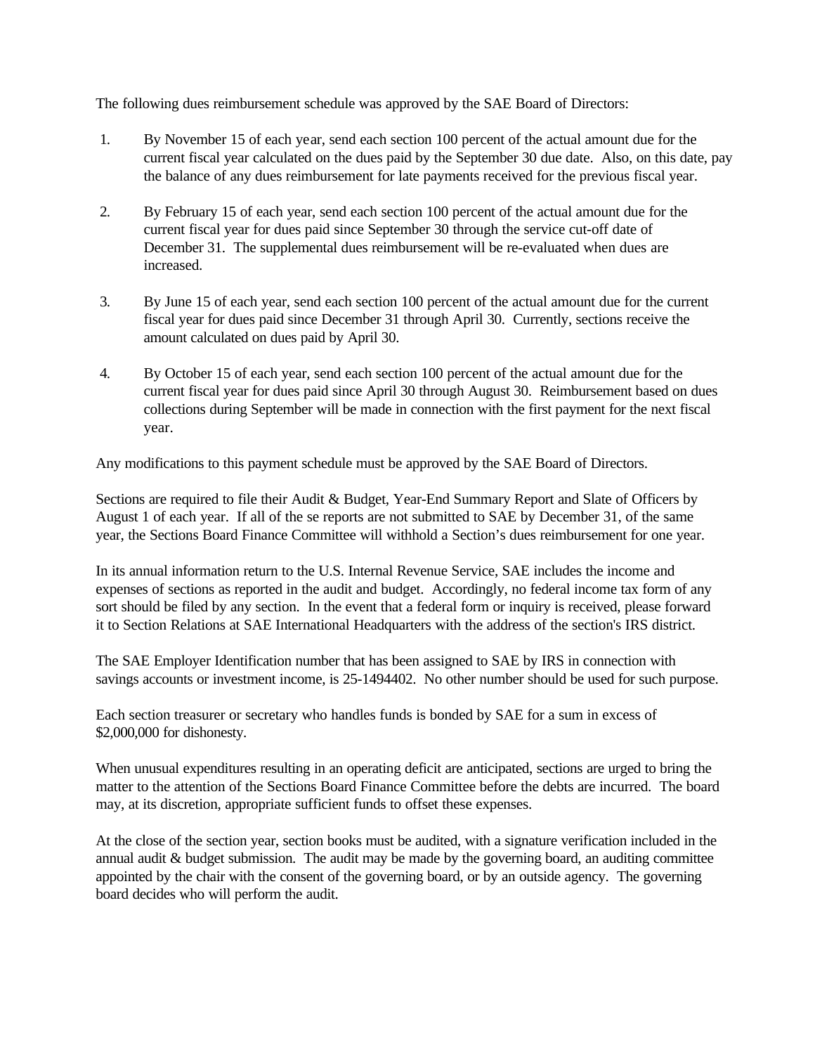The following dues reimbursement schedule was approved by the SAE Board of Directors:

1. By November 15 of each year, send each section 100 percent of the actual amount due for the current fiscal year calculated on the dues paid by the September 30 due date. Also, on this date, pay the balance of any dues reimbursement for late payments received for the previous fiscal year.

2. By February 15 of each year, send each section 100 percent of the actual amount due for the current fiscal year for dues paid since September 30 through the service cut-off date of December 31. The supplemental dues reimbursement will be re-evaluated when dues are increased.

3. By June 15 of each year, send each section 100 percent of the actual amount due for the current fiscal year for dues paid since December 31 through April 30. Currently, sections receive the amount calculated on dues paid by April 30.

4. By October 15 of each year, send each section 100 percent of the actual amount due for the current fiscal year for dues paid since April 30 through August 30. Reimbursement based on dues collections during September will be made in connection with the first payment for the next fiscal year.

Any modifications to this payment schedule must be approved by the SAE Board of Directors.

Sections are required to file their Audit & Budget, Year-End Summary Report and Slate of Officers by August 1 of each year. If all of the se reports are not submitted to SAE by December 31, of the same year, the Sections Board Finance Committee will withhold a Section's dues reimbursement for one year.

In its annual information return to the U.S. Internal Revenue Service, SAE includes the income and expenses of sections as reported in the audit and budget. Accordingly, no federal income tax form of any sort should be filed by any section. In the event that a federal form or inquiry is received, please forward it to Section Relations at SAE International Headquarters with the address of the section's IRS district.

The SAE Employer Identification number that has been assigned to SAE by IRS in connection with savings accounts or investment income, is 25-1494402. No other number should be used for such purpose.

Each section treasurer or secretary who handles funds is bonded by SAE for a sum in excess of $2,000,000 for dishonesty.

When unusual expenditures resulting in an operating deficit are anticipated, sections are urged to bring the matter to the attention of the Sections Board Finance Committee before the debts are incurred. The board may, at its discretion, appropriate sufficient funds to offset these expenses.

At the close of the section year, section books must be audited, with a signature verification included in the annual audit & budget submission. The audit may be made by the governing board, an auditing committee appointed by the chair with the consent of the governing board, or by an outside agency. The governing board decides who will perform the audit.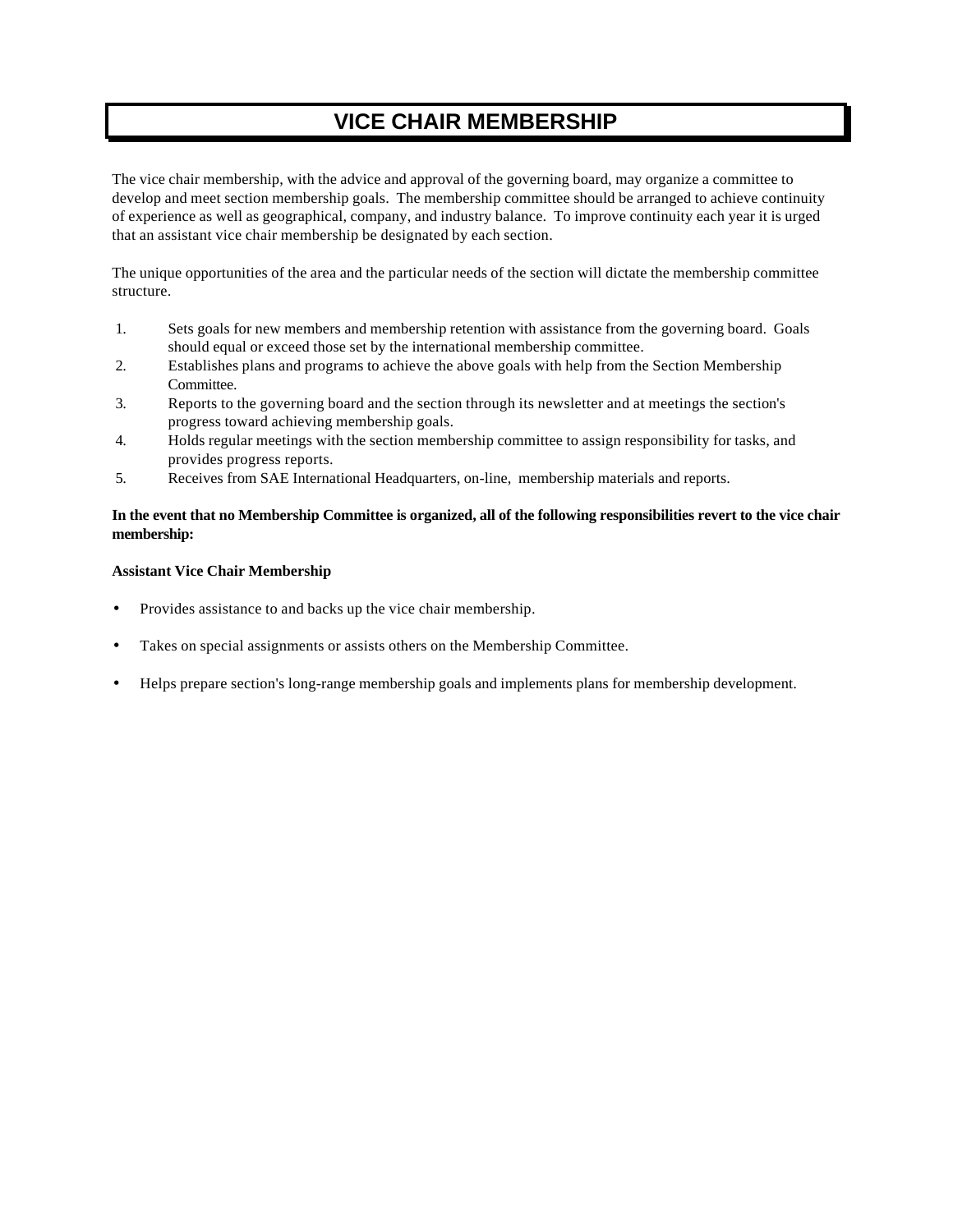# VICE CHAIR MEMBERSHIP

The vice chair membership, with the advice and approval of the governing board, may organize a committee to develop and meet section membership goals. The membership committee should be arranged to achieve continuity of experience as well as geographical, company, and industry balance. To improve continuity each year it is urged that an assistant vice chair membership be designated by each section.

The unique opportunities of the area and the particular needs of the section will dictate the membership committee structure.

1. Sets goals for new members and membership retention with assistance from the governing board. Goals should equal or exceed those set by the international membership committee.
2. Establishes plans and programs to achieve the above goals with help from the Section Membership Committee.
3. Reports to the governing board and the section through its newsletter and at meetings the section's progress toward achieving membership goals.
4. Holds regular meetings with the section membership committee to assign responsibility for tasks, and provides progress reports.
5. Receives from SAE International Headquarters, on-line, membership materials and reports.

**In the event that no Membership Committee is organized, all of the following responsibilities revert to the vice chair membership:**

**Assistant Vice Chair Membership**

- Provides assistance to and backs up the vice chair membership.
- Takes on special assignments or assists others on the Membership Committee.
- Helps prepare section's long-range membership goals and implements plans for membership development.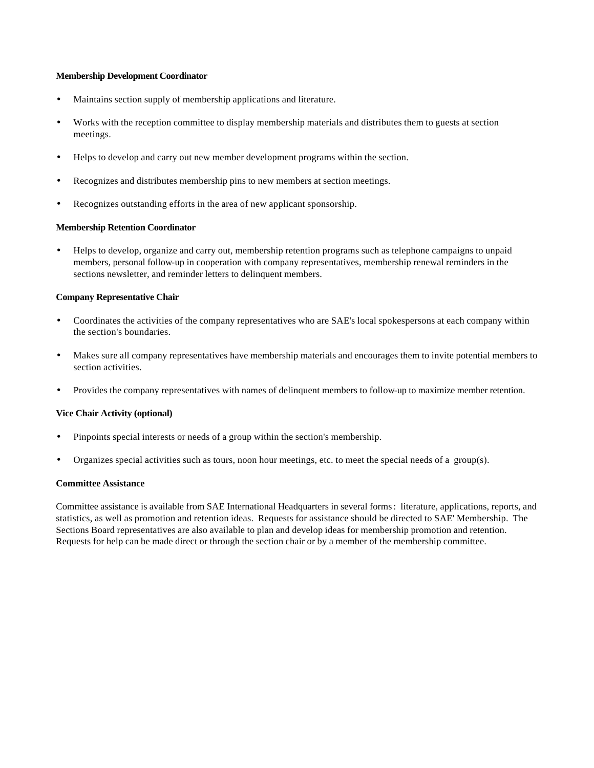**Membership Development Coordinator**

- Maintains section supply of membership applications and literature.
- Works with the reception committee to display membership materials and distributes them to guests at section meetings.
- Helps to develop and carry out new member development programs within the section.
- Recognizes and distributes membership pins to new members at section meetings.
- Recognizes outstanding efforts in the area of new applicant sponsorship.

**Membership Retention Coordinator**

- Helps to develop, organize and carry out, membership retention programs such as telephone campaigns to unpaid members, personal follow-up in cooperation with company representatives, membership renewal reminders in the sections newsletter, and reminder letters to delinquent members.

**Company Representative Chair**

- Coordinates the activities of the company representatives who are SAE's local spokespersons at each company within the section's boundaries.
- Makes sure all company representatives have membership materials and encourages them to invite potential members to section activities.
- Provides the company representatives with names of delinquent members to follow-up to maximize member retention.

**Vice Chair Activity (optional)**

- Pinpoints special interests or needs of a group within the section's membership.
- Organizes special activities such as tours, noon hour meetings, etc. to meet the special needs of a group(s).

**Committee Assistance**

Committee assistance is available from SAE International Headquarters in several forms: literature, applications, reports, and statistics, as well as promotion and retention ideas. Requests for assistance should be directed to SAE' Membership. The Sections Board representatives are also available to plan and develop ideas for membership promotion and retention. Requests for help can be made direct or through the section chair or by a member of the membership committee.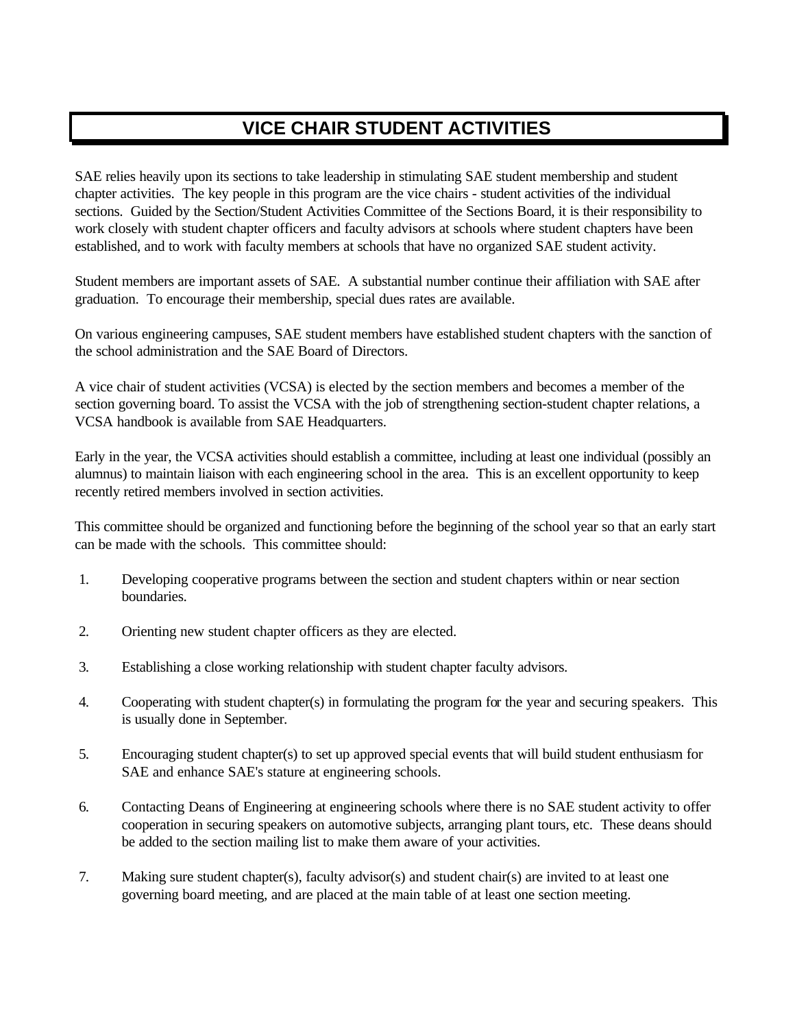# VICE CHAIR STUDENT ACTIVITIES

SAE relies heavily upon its sections to take leadership in stimulating SAE student membership and student chapter activities. The key people in this program are the vice chairs - student activities of the individual sections. Guided by the Section/Student Activities Committee of the Sections Board, it is their responsibility to work closely with student chapter officers and faculty advisors at schools where student chapters have been established, and to work with faculty members at schools that have no organized SAE student activity.

Student members are important assets of SAE. A substantial number continue their affiliation with SAE after graduation. To encourage their membership, special dues rates are available.

On various engineering campuses, SAE student members have established student chapters with the sanction of the school administration and the SAE Board of Directors.

A vice chair of student activities (VCSA) is elected by the section members and becomes a member of the section governing board. To assist the VCSA with the job of strengthening section-student chapter relations, a VCSA handbook is available from SAE Headquarters.

Early in the year, the VCSA activities should establish a committee, including at least one individual (possibly an alumnus) to maintain liaison with each engineering school in the area. This is an excellent opportunity to keep recently retired members involved in section activities.

This committee should be organized and functioning before the beginning of the school year so that an early start can be made with the schools. This committee should:

1. Developing cooperative programs between the section and student chapters within or near section boundaries.

2. Orienting new student chapter officers as they are elected.

3. Establishing a close working relationship with student chapter faculty advisors.

4. Cooperating with student chapter(s) in formulating the program for the year and securing speakers. This is usually done in September.

5. Encouraging student chapter(s) to set up approved special events that will build student enthusiasm for SAE and enhance SAE's stature at engineering schools.

6. Contacting Deans of Engineering at engineering schools where there is no SAE student activity to offer cooperation in securing speakers on automotive subjects, arranging plant tours, etc. These deans should be added to the section mailing list to make them aware of your activities.

7. Making sure student chapter(s), faculty advisor(s) and student chair(s) are invited to at least one governing board meeting, and are placed at the main table of at least one section meeting.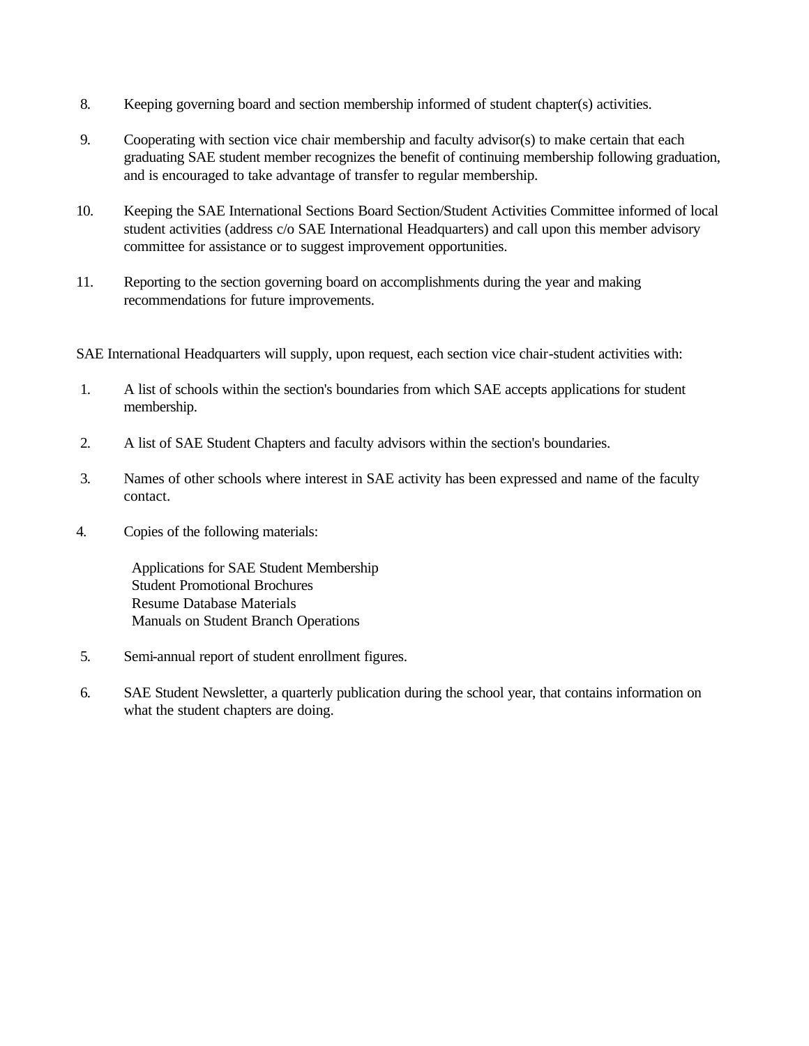8. Keeping governing board and section membership informed of student chapter(s) activities.

9. Cooperating with section vice chair membership and faculty advisor(s) to make certain that each graduating SAE student member recognizes the benefit of continuing membership following graduation, and is encouraged to take advantage of transfer to regular membership.

10. Keeping the SAE International Sections Board Section/Student Activities Committee informed of local student activities (address c/o SAE International Headquarters) and call upon this member advisory committee for assistance or to suggest improvement opportunities.

11. Reporting to the section governing board on accomplishments during the year and making recommendations for future improvements.

SAE International Headquarters will supply, upon request, each section vice chair-student activities with:

1. A list of schools within the section's boundaries from which SAE accepts applications for student membership.

2. A list of SAE Student Chapters and faculty advisors within the section's boundaries.

3. Names of other schools where interest in SAE activity has been expressed and name of the faculty contact.

4. Copies of the following materials:

   Applications for SAE Student Membership
   Student Promotional Brochures
   Resume Database Materials
   Manuals on Student Branch Operations

5. Semi-annual report of student enrollment figures.

6. SAE Student Newsletter, a quarterly publication during the school year, that contains information on what the student chapters are doing.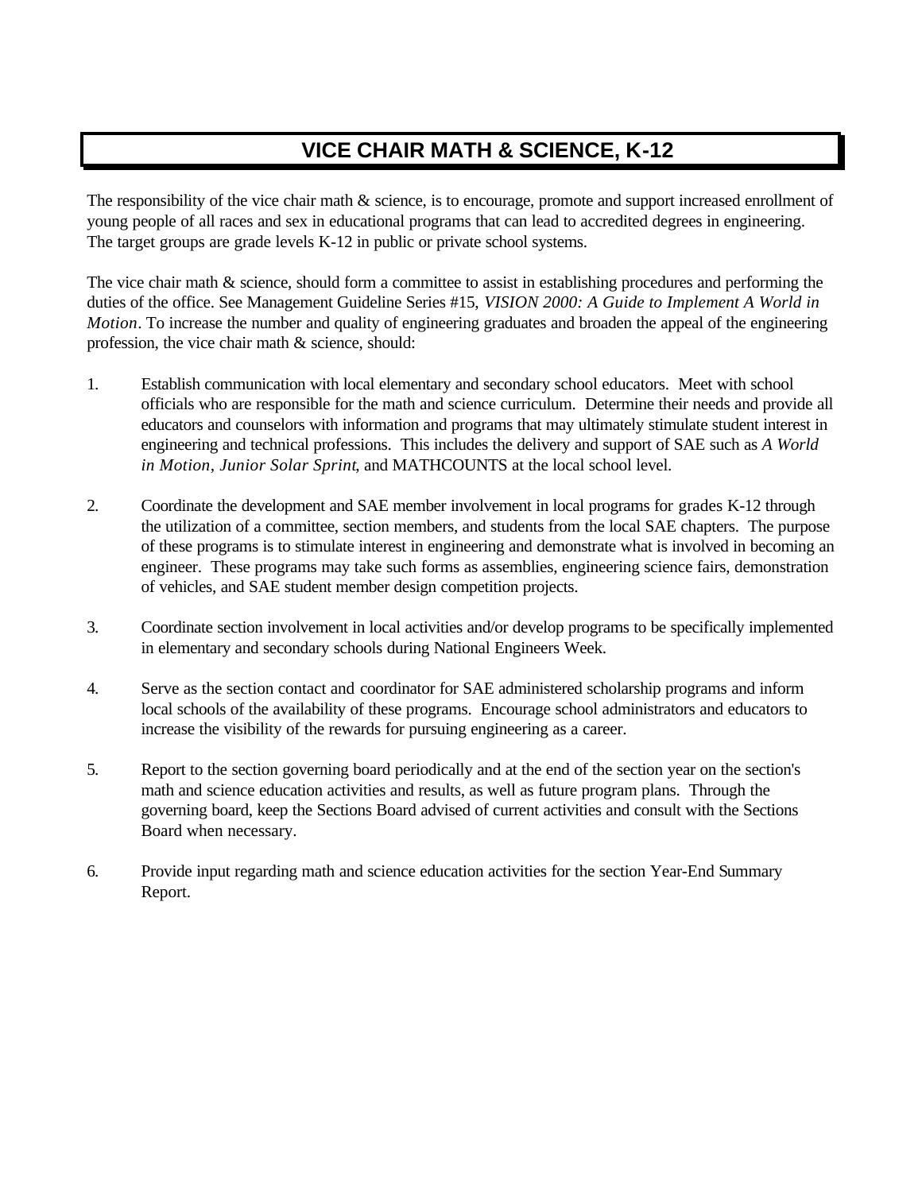# VICE CHAIR MATH & SCIENCE, K-12

The responsibility of the vice chair math & science, is to encourage, promote and support increased enrollment of young people of all races and sex in educational programs that can lead to accredited degrees in engineering. The target groups are grade levels K-12 in public or private school systems.

The vice chair math & science, should form a committee to assist in establishing procedures and performing the duties of the office. See Management Guideline Series #15, *VISION 2000: A Guide to Implement A World in Motion*. To increase the number and quality of engineering graduates and broaden the appeal of the engineering profession, the vice chair math & science, should:

1. Establish communication with local elementary and secondary school educators. Meet with school officials who are responsible for the math and science curriculum. Determine their needs and provide all educators and counselors with information and programs that may ultimately stimulate student interest in engineering and technical professions. This includes the delivery and support of SAE such as *A World in Motion*, *Junior Solar Sprint*, and MATHCOUNTS at the local school level.

2. Coordinate the development and SAE member involvement in local programs for grades K-12 through the utilization of a committee, section members, and students from the local SAE chapters. The purpose of these programs is to stimulate interest in engineering and demonstrate what is involved in becoming an engineer. These programs may take such forms as assemblies, engineering science fairs, demonstration of vehicles, and SAE student member design competition projects.

3. Coordinate section involvement in local activities and/or develop programs to be specifically implemented in elementary and secondary schools during National Engineers Week.

4. Serve as the section contact and coordinator for SAE administered scholarship programs and inform local schools of the availability of these programs. Encourage school administrators and educators to increase the visibility of the rewards for pursuing engineering as a career.

5. Report to the section governing board periodically and at the end of the section year on the section's math and science education activities and results, as well as future program plans. Through the governing board, keep the Sections Board advised of current activities and consult with the Sections Board when necessary.

6. Provide input regarding math and science education activities for the section Year-End Summary Report.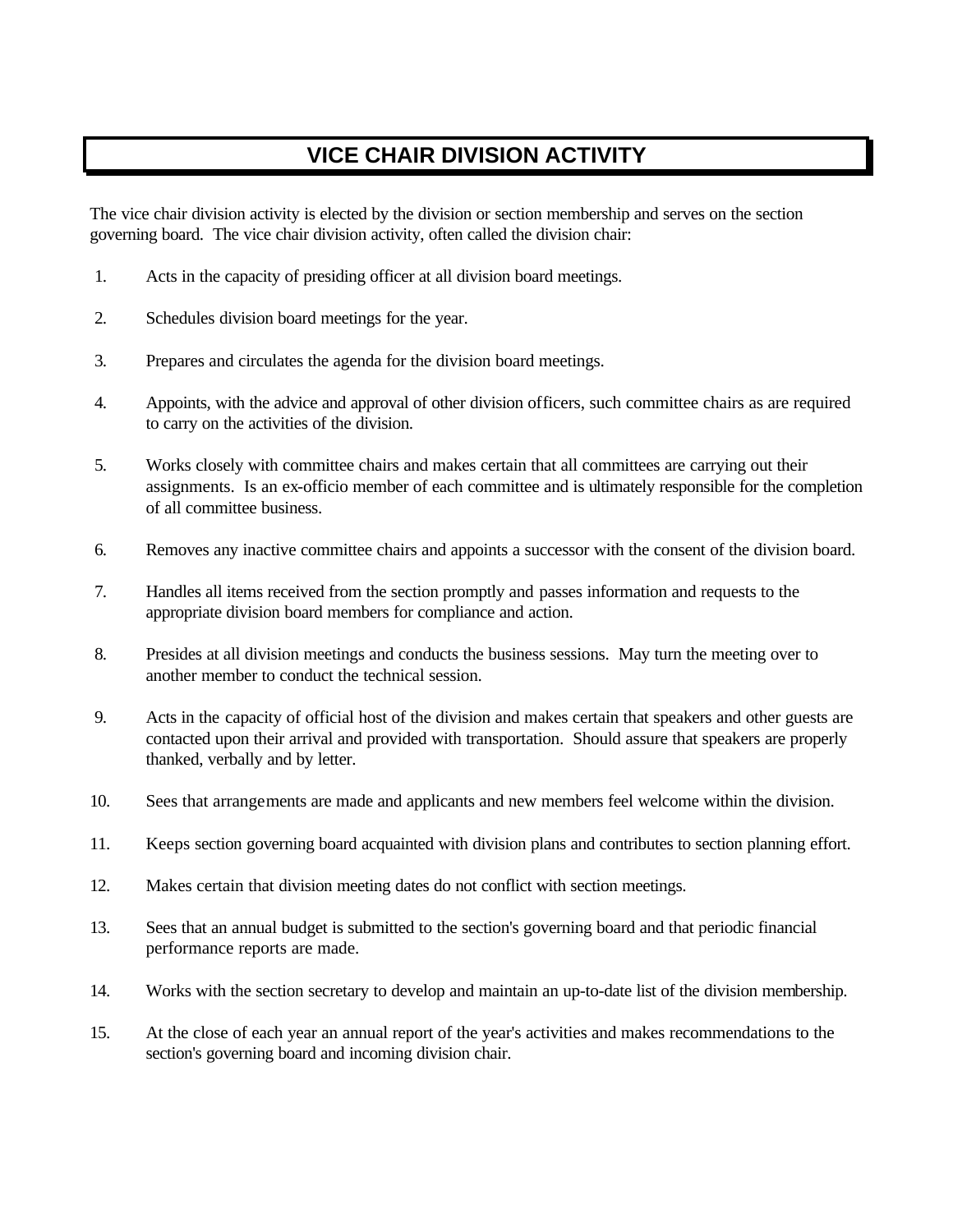# VICE CHAIR DIVISION ACTIVITY

The vice chair division activity is elected by the division or section membership and serves on the section governing board. The vice chair division activity, often called the division chair:

1. Acts in the capacity of presiding officer at all division board meetings.

2. Schedules division board meetings for the year.

3. Prepares and circulates the agenda for the division board meetings.

4. Appoints, with the advice and approval of other division officers, such committee chairs as are required to carry on the activities of the division.

5. Works closely with committee chairs and makes certain that all committees are carrying out their assignments. Is an ex-officio member of each committee and is ultimately responsible for the completion of all committee business.

6. Removes any inactive committee chairs and appoints a successor with the consent of the division board.

7. Handles all items received from the section promptly and passes information and requests to the appropriate division board members for compliance and action.

8. Presides at all division meetings and conducts the business sessions. May turn the meeting over to another member to conduct the technical session.

9. Acts in the capacity of official host of the division and makes certain that speakers and other guests are contacted upon their arrival and provided with transportation. Should assure that speakers are properly thanked, verbally and by letter.

10. Sees that arrangements are made and applicants and new members feel welcome within the division.

11. Keeps section governing board acquainted with division plans and contributes to section planning effort.

12. Makes certain that division meeting dates do not conflict with section meetings.

13. Sees that an annual budget is submitted to the section's governing board and that periodic financial performance reports are made.

14. Works with the section secretary to develop and maintain an up-to-date list of the division membership.

15. At the close of each year an annual report of the year's activities and makes recommendations to the section's governing board and incoming division chair.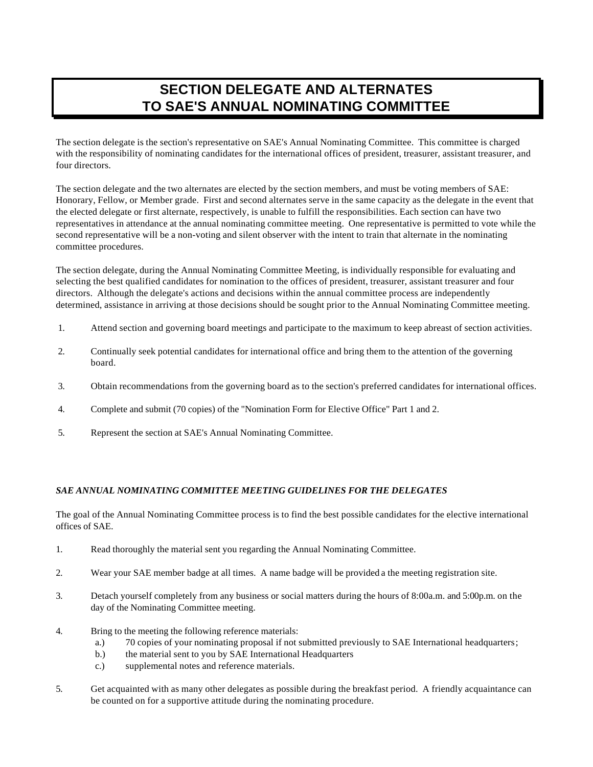# SECTION DELEGATE AND ALTERNATES TO SAE'S ANNUAL NOMINATING COMMITTEE

The section delegate is the section's representative on SAE's Annual Nominating Committee. This committee is charged with the responsibility of nominating candidates for the international offices of president, treasurer, assistant treasurer, and four directors.

The section delegate and the two alternates are elected by the section members, and must be voting members of SAE: Honorary, Fellow, or Member grade. First and second alternates serve in the same capacity as the delegate in the event that the elected delegate or first alternate, respectively, is unable to fulfill the responsibilities. Each section can have two representatives in attendance at the annual nominating committee meeting. One representative is permitted to vote while the second representative will be a non-voting and silent observer with the intent to train that alternate in the nominating committee procedures.

The section delegate, during the Annual Nominating Committee Meeting, is individually responsible for evaluating and selecting the best qualified candidates for nomination to the offices of president, treasurer, assistant treasurer and four directors. Although the delegate's actions and decisions within the annual committee process are independently determined, assistance in arriving at those decisions should be sought prior to the Annual Nominating Committee meeting.

1. Attend section and governing board meetings and participate to the maximum to keep abreast of section activities.
2. Continually seek potential candidates for international office and bring them to the attention of the governing board.
3. Obtain recommendations from the governing board as to the section's preferred candidates for international offices.
4. Complete and submit (70 copies) of the "Nomination Form for Elective Office" Part 1 and 2.
5. Represent the section at SAE's Annual Nominating Committee.

***SAE ANNUAL NOMINATING COMMITTEE MEETING GUIDELINES FOR THE DELEGATES***

The goal of the Annual Nominating Committee process is to find the best possible candidates for the elective international offices of SAE.

1. Read thoroughly the material sent you regarding the Annual Nominating Committee.
2. Wear your SAE member badge at all times. A name badge will be provided a the meeting registration site.
3. Detach yourself completely from any business or social matters during the hours of 8:00a.m. and 5:00p.m. on the day of the Nominating Committee meeting.
4. Bring to the meeting the following reference materials:
   a.) 70 copies of your nominating proposal if not submitted previously to SAE International headquarters;
   b.) the material sent to you by SAE International Headquarters
   c.) supplemental notes and reference materials.
5. Get acquainted with as many other delegates as possible during the breakfast period. A friendly acquaintance can be counted on for a supportive attitude during the nominating procedure.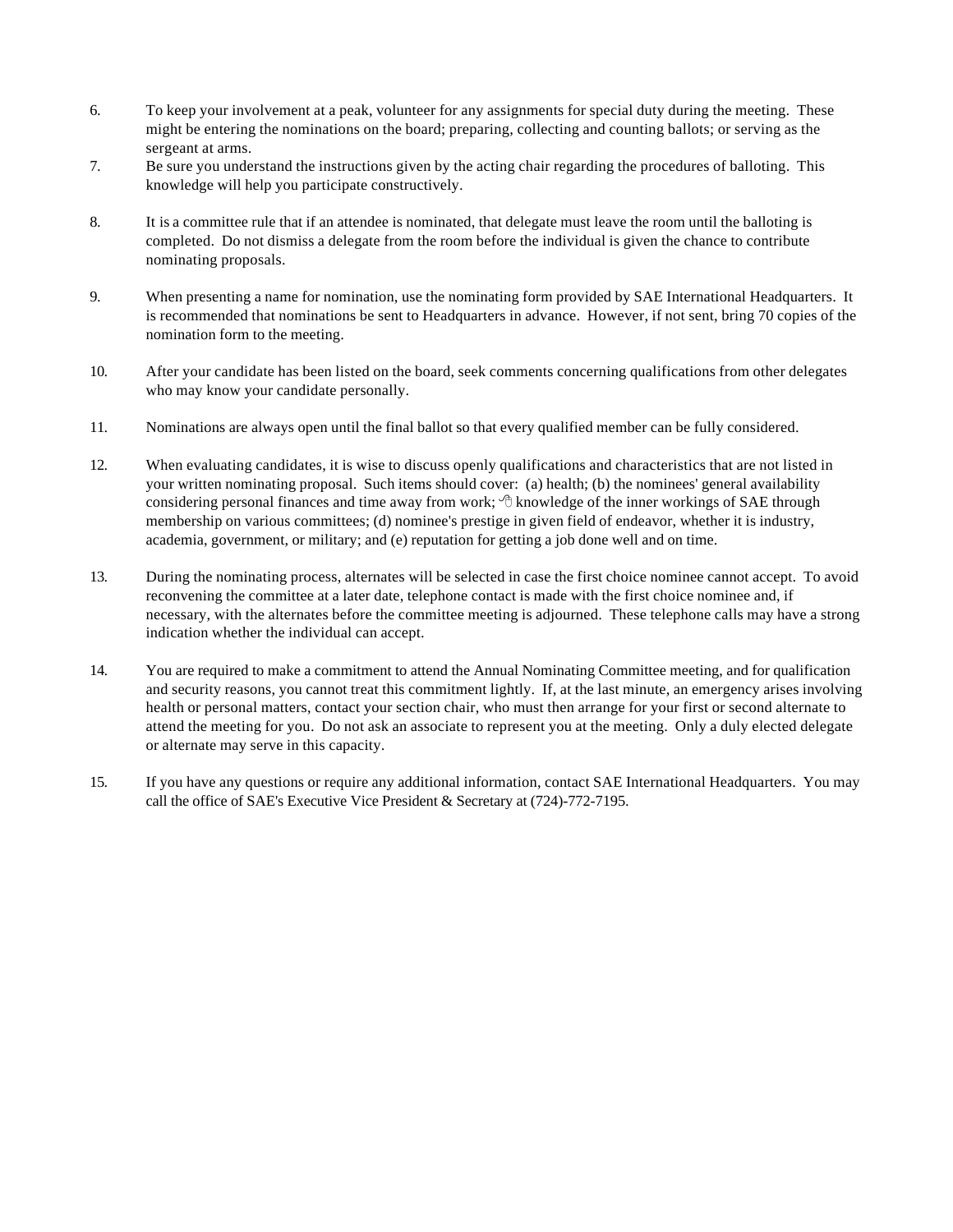6. To keep your involvement at a peak, volunteer for any assignments for special duty during the meeting. These might be entering the nominations on the board; preparing, collecting and counting ballots; or serving as the sergeant at arms.
7. Be sure you understand the instructions given by the acting chair regarding the procedures of balloting. This knowledge will help you participate constructively.

8. It is a committee rule that if an attendee is nominated, that delegate must leave the room until the balloting is completed. Do not dismiss a delegate from the room before the individual is given the chance to contribute nominating proposals.

9. When presenting a name for nomination, use the nominating form provided by SAE International Headquarters. It is recommended that nominations be sent to Headquarters in advance. However, if not sent, bring 70 copies of the nomination form to the meeting.

10. After your candidate has been listed on the board, seek comments concerning qualifications from other delegates who may know your candidate personally.

11. Nominations are always open until the final ballot so that every qualified member can be fully considered.

12. When evaluating candidates, it is wise to discuss openly qualifications and characteristics that are not listed in your written nominating proposal. Such items should cover: (a) health; (b) the nominees' general availability considering personal finances and time away from work; © knowledge of the inner workings of SAE through membership on various committees; (d) nominee's prestige in given field of endeavor, whether it is industry, academia, government, or military; and (e) reputation for getting a job done well and on time.

13. During the nominating process, alternates will be selected in case the first choice nominee cannot accept. To avoid reconvening the committee at a later date, telephone contact is made with the first choice nominee and, if necessary, with the alternates before the committee meeting is adjourned. These telephone calls may have a strong indication whether the individual can accept.

14. You are required to make a commitment to attend the Annual Nominating Committee meeting, and for qualification and security reasons, you cannot treat this commitment lightly. If, at the last minute, an emergency arises involving health or personal matters, contact your section chair, who must then arrange for your first or second alternate to attend the meeting for you. Do not ask an associate to represent you at the meeting. Only a duly elected delegate or alternate may serve in this capacity.

15. If you have any questions or require any additional information, contact SAE International Headquarters. You may call the office of SAE's Executive Vice President & Secretary at (724)-772-7195.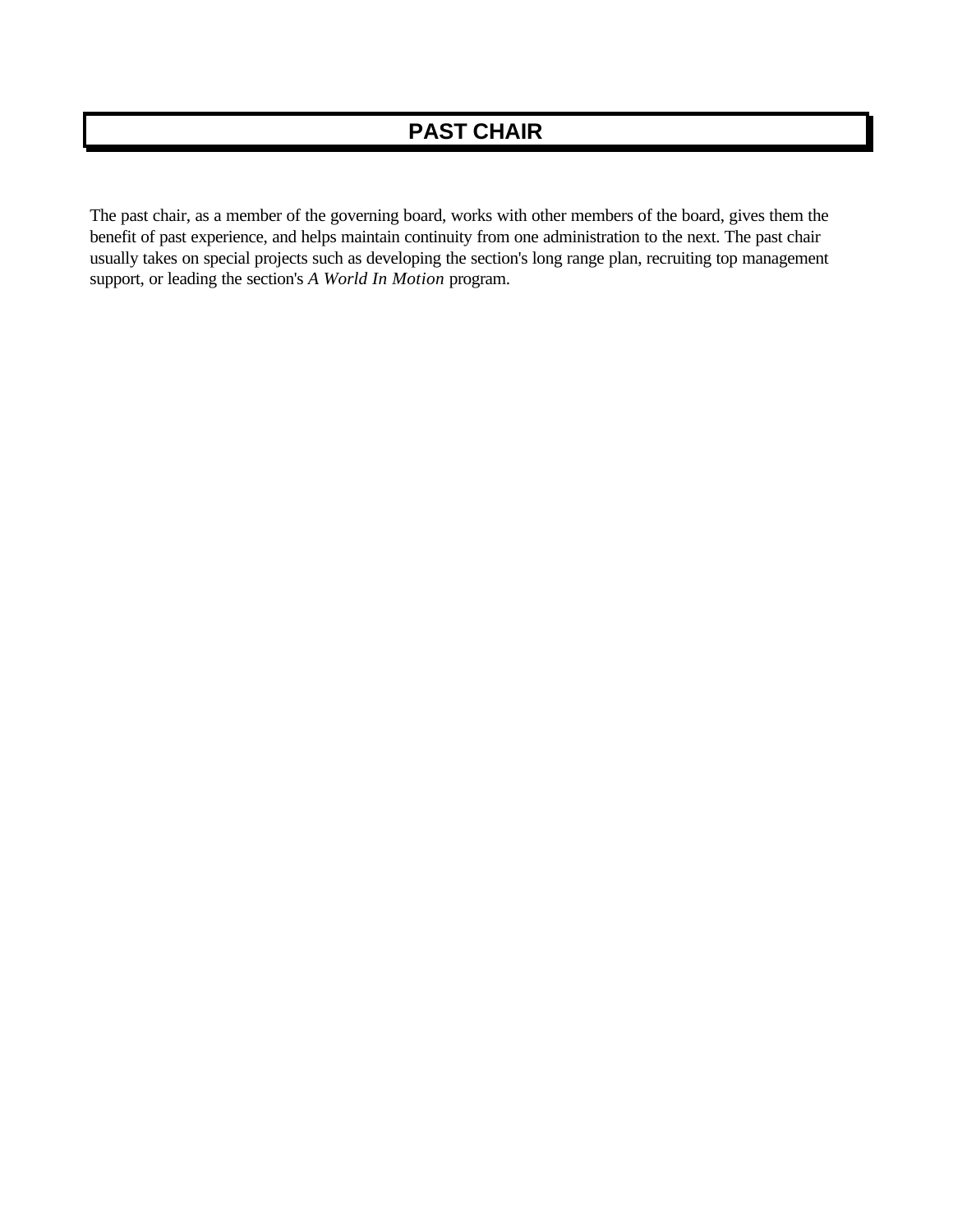# PAST CHAIR

The past chair, as a member of the governing board, works with other members of the board, gives them the benefit of past experience, and helps maintain continuity from one administration to the next. The past chair usually takes on special projects such as developing the section's long range plan, recruiting top management support, or leading the section's *A World In Motion* program.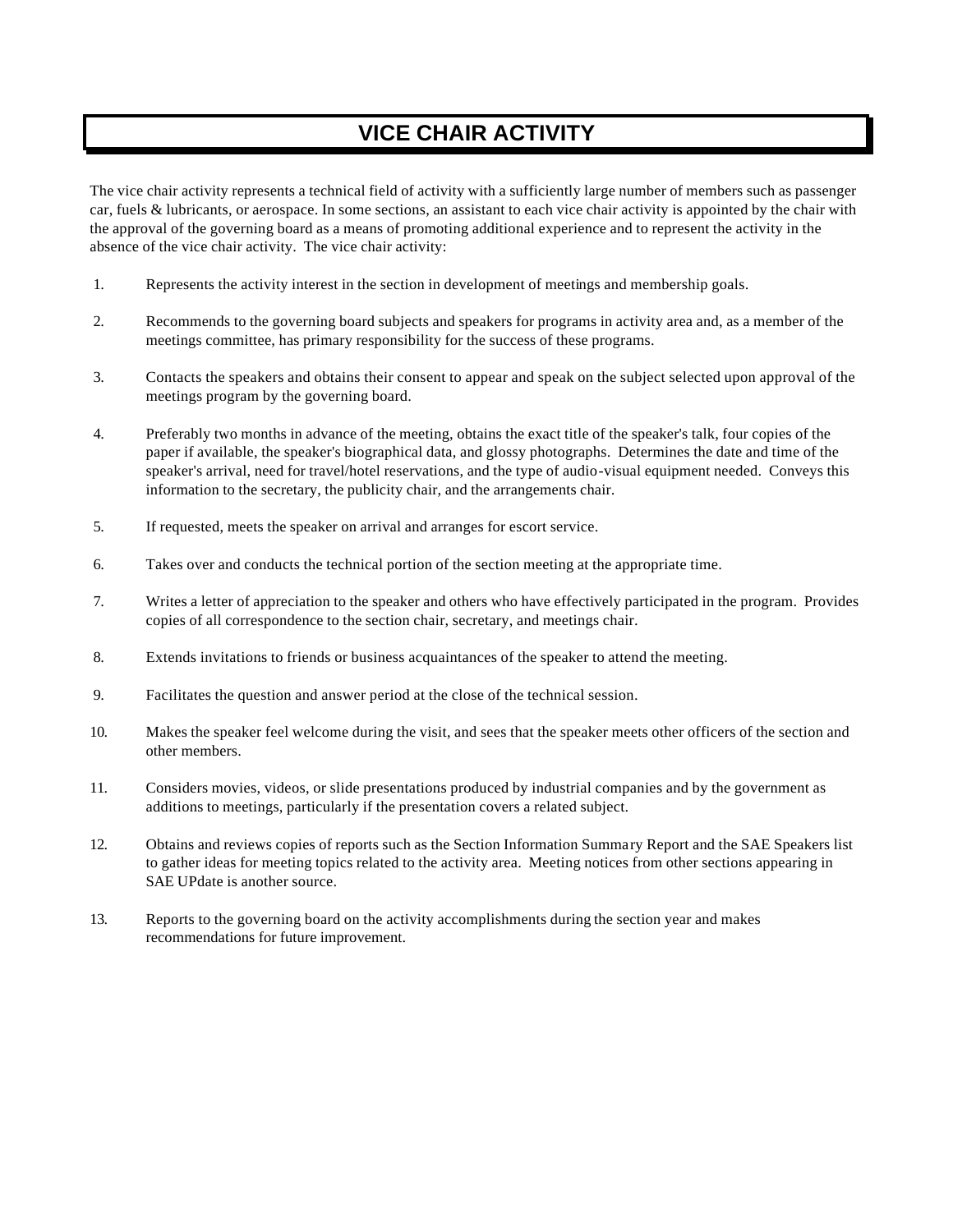# VICE CHAIR ACTIVITY

The vice chair activity represents a technical field of activity with a sufficiently large number of members such as passenger car, fuels & lubricants, or aerospace. In some sections, an assistant to each vice chair activity is appointed by the chair with the approval of the governing board as a means of promoting additional experience and to represent the activity in the absence of the vice chair activity. The vice chair activity:

1. Represents the activity interest in the section in development of meetings and membership goals.

2. Recommends to the governing board subjects and speakers for programs in activity area and, as a member of the meetings committee, has primary responsibility for the success of these programs.

3. Contacts the speakers and obtains their consent to appear and speak on the subject selected upon approval of the meetings program by the governing board.

4. Preferably two months in advance of the meeting, obtains the exact title of the speaker's talk, four copies of the paper if available, the speaker's biographical data, and glossy photographs. Determines the date and time of the speaker's arrival, need for travel/hotel reservations, and the type of audio-visual equipment needed. Conveys this information to the secretary, the publicity chair, and the arrangements chair.

5. If requested, meets the speaker on arrival and arranges for escort service.

6. Takes over and conducts the technical portion of the section meeting at the appropriate time.

7. Writes a letter of appreciation to the speaker and others who have effectively participated in the program. Provides copies of all correspondence to the section chair, secretary, and meetings chair.

8. Extends invitations to friends or business acquaintances of the speaker to attend the meeting.

9. Facilitates the question and answer period at the close of the technical session.

10. Makes the speaker feel welcome during the visit, and sees that the speaker meets other officers of the section and other members.

11. Considers movies, videos, or slide presentations produced by industrial companies and by the government as additions to meetings, particularly if the presentation covers a related subject.

12. Obtains and reviews copies of reports such as the Section Information Summary Report and the SAE Speakers list to gather ideas for meeting topics related to the activity area. Meeting notices from other sections appearing in SAE UPdate is another source.

13. Reports to the governing board on the activity accomplishments during the section year and makes recommendations for future improvement.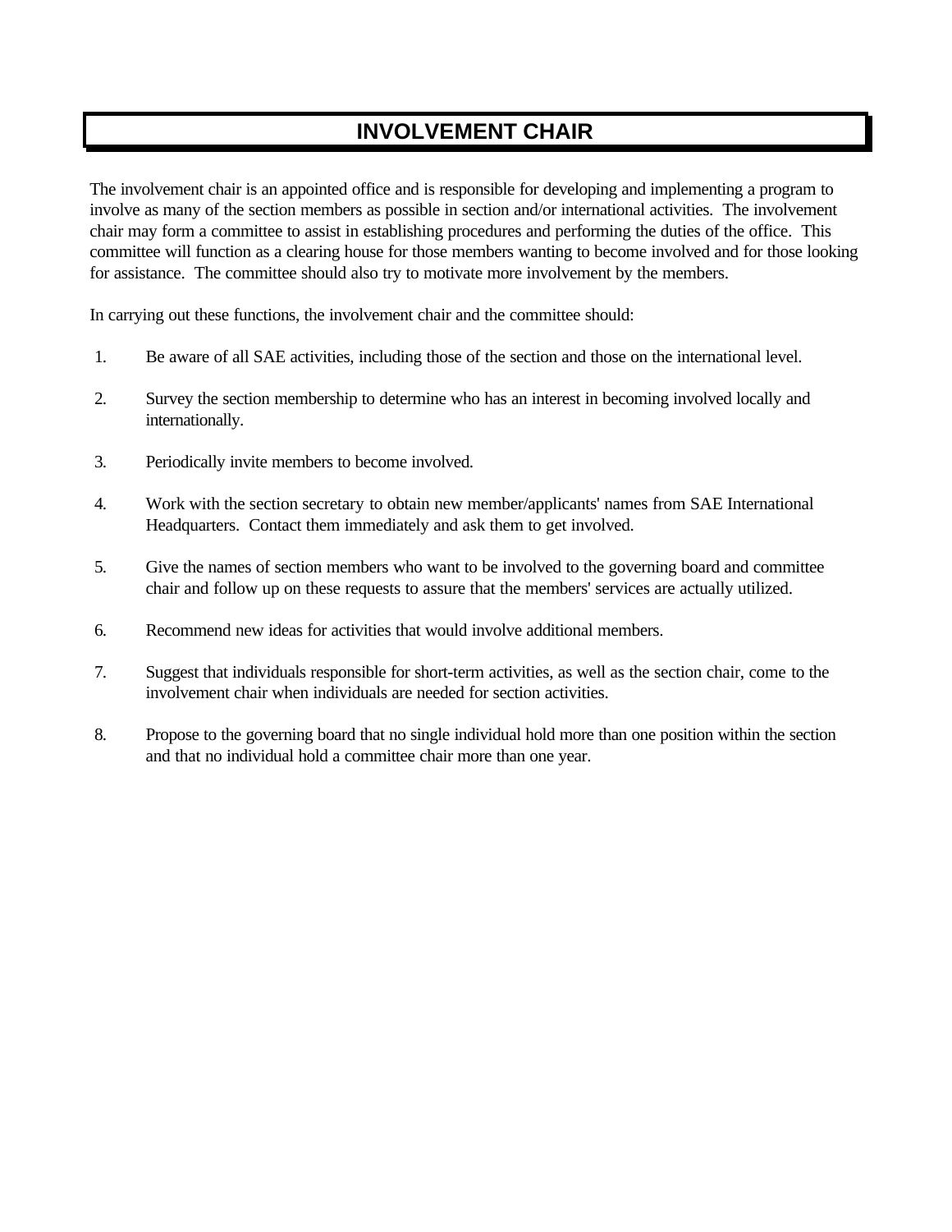# INVOLVEMENT CHAIR

The involvement chair is an appointed office and is responsible for developing and implementing a program to involve as many of the section members as possible in section and/or international activities. The involvement chair may form a committee to assist in establishing procedures and performing the duties of the office. This committee will function as a clearing house for those members wanting to become involved and for those looking for assistance. The committee should also try to motivate more involvement by the members.

In carrying out these functions, the involvement chair and the committee should:

1. Be aware of all SAE activities, including those of the section and those on the international level.

2. Survey the section membership to determine who has an interest in becoming involved locally and internationally.

3. Periodically invite members to become involved.

4. Work with the section secretary to obtain new member/applicants' names from SAE International Headquarters. Contact them immediately and ask them to get involved.

5. Give the names of section members who want to be involved to the governing board and committee chair and follow up on these requests to assure that the members' services are actually utilized.

6. Recommend new ideas for activities that would involve additional members.

7. Suggest that individuals responsible for short-term activities, as well as the section chair, come to the involvement chair when individuals are needed for section activities.

8. Propose to the governing board that no single individual hold more than one position within the section and that no individual hold a committee chair more than one year.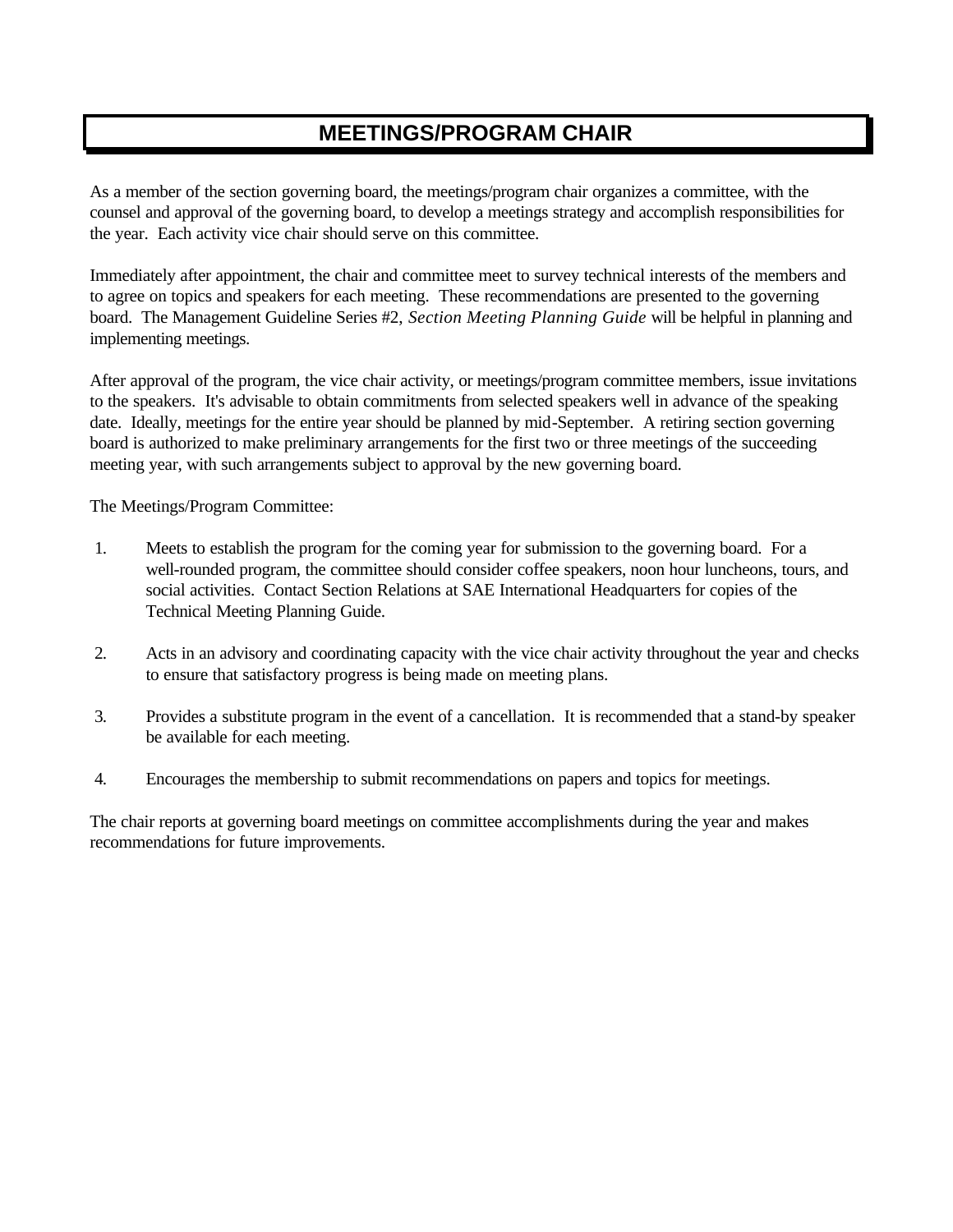# MEETINGS/PROGRAM CHAIR

As a member of the section governing board, the meetings/program chair organizes a committee, with the counsel and approval of the governing board, to develop a meetings strategy and accomplish responsibilities for the year. Each activity vice chair should serve on this committee.

Immediately after appointment, the chair and committee meet to survey technical interests of the members and to agree on topics and speakers for each meeting. These recommendations are presented to the governing board. The Management Guideline Series #2, *Section Meeting Planning Guide* will be helpful in planning and implementing meetings.

After approval of the program, the vice chair activity, or meetings/program committee members, issue invitations to the speakers. It's advisable to obtain commitments from selected speakers well in advance of the speaking date. Ideally, meetings for the entire year should be planned by mid-September. A retiring section governing board is authorized to make preliminary arrangements for the first two or three meetings of the succeeding meeting year, with such arrangements subject to approval by the new governing board.

The Meetings/Program Committee:

1. Meets to establish the program for the coming year for submission to the governing board. For a well-rounded program, the committee should consider coffee speakers, noon hour luncheons, tours, and social activities. Contact Section Relations at SAE International Headquarters for copies of the Technical Meeting Planning Guide.

2. Acts in an advisory and coordinating capacity with the vice chair activity throughout the year and checks to ensure that satisfactory progress is being made on meeting plans.

3. Provides a substitute program in the event of a cancellation. It is recommended that a stand-by speaker be available for each meeting.

4. Encourages the membership to submit recommendations on papers and topics for meetings.

The chair reports at governing board meetings on committee accomplishments during the year and makes recommendations for future improvements.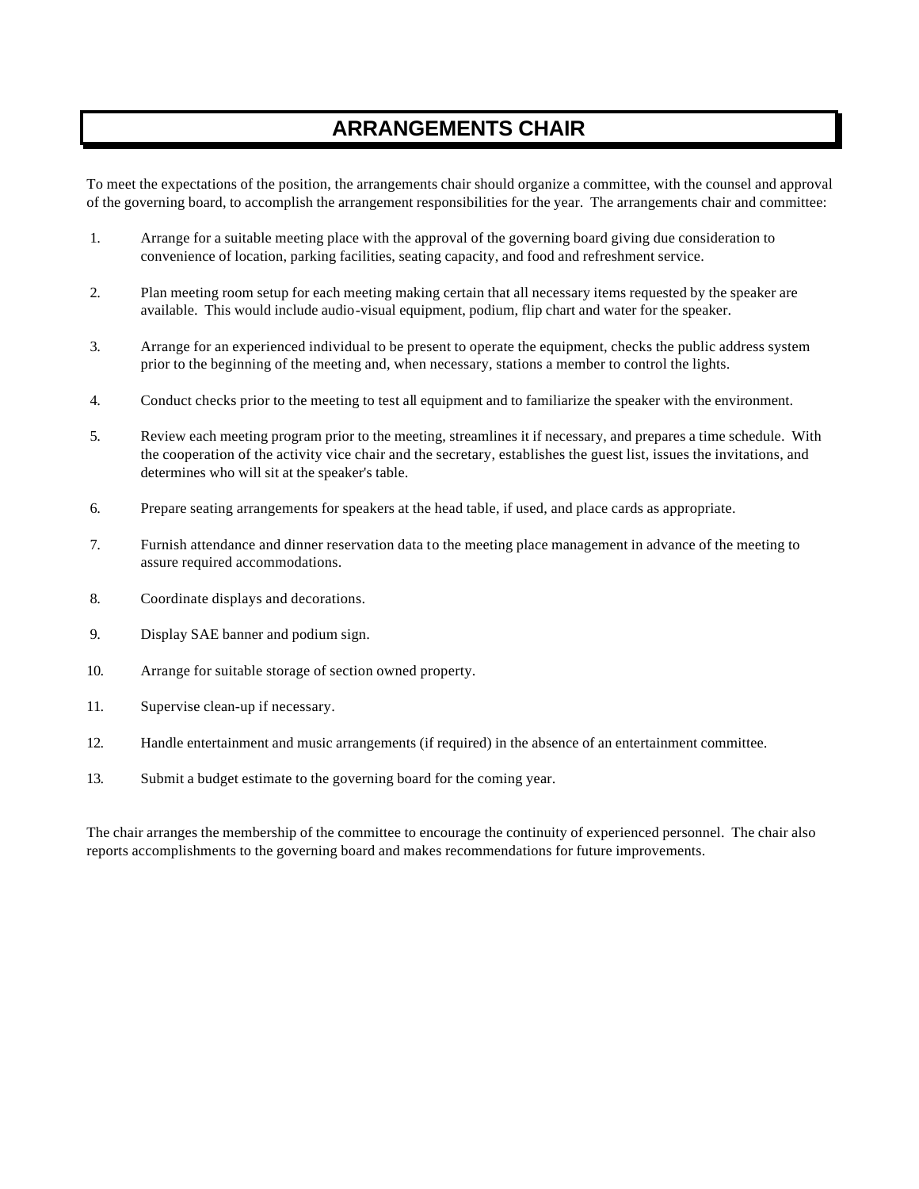# ARRANGEMENTS CHAIR

To meet the expectations of the position, the arrangements chair should organize a committee, with the counsel and approval of the governing board, to accomplish the arrangement responsibilities for the year. The arrangements chair and committee:

1. Arrange for a suitable meeting place with the approval of the governing board giving due consideration to convenience of location, parking facilities, seating capacity, and food and refreshment service.

2. Plan meeting room setup for each meeting making certain that all necessary items requested by the speaker are available. This would include audio-visual equipment, podium, flip chart and water for the speaker.

3. Arrange for an experienced individual to be present to operate the equipment, checks the public address system prior to the beginning of the meeting and, when necessary, stations a member to control the lights.

4. Conduct checks prior to the meeting to test all equipment and to familiarize the speaker with the environment.

5. Review each meeting program prior to the meeting, streamlines it if necessary, and prepares a time schedule. With the cooperation of the activity vice chair and the secretary, establishes the guest list, issues the invitations, and determines who will sit at the speaker's table.

6. Prepare seating arrangements for speakers at the head table, if used, and place cards as appropriate.

7. Furnish attendance and dinner reservation data to the meeting place management in advance of the meeting to assure required accommodations.

8. Coordinate displays and decorations.

9. Display SAE banner and podium sign.

10. Arrange for suitable storage of section owned property.

11. Supervise clean-up if necessary.

12. Handle entertainment and music arrangements (if required) in the absence of an entertainment committee.

13. Submit a budget estimate to the governing board for the coming year.

The chair arranges the membership of the committee to encourage the continuity of experienced personnel. The chair also reports accomplishments to the governing board and makes recommendations for future improvements.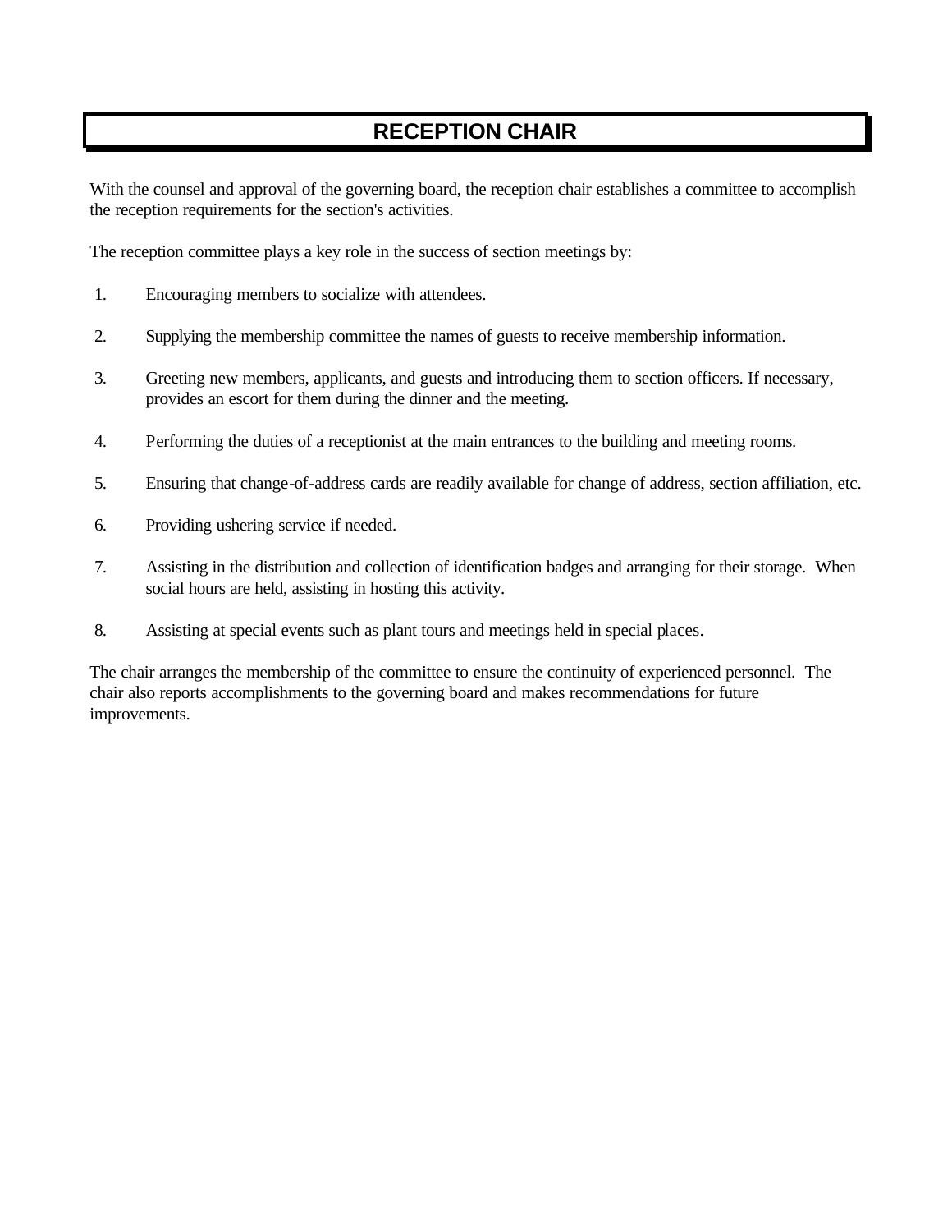# RECEPTION CHAIR

With the counsel and approval of the governing board, the reception chair establishes a committee to accomplish the reception requirements for the section's activities.

The reception committee plays a key role in the success of section meetings by:

1. Encouraging members to socialize with attendees.

2. Supplying the membership committee the names of guests to receive membership information.

3. Greeting new members, applicants, and guests and introducing them to section officers. If necessary, provides an escort for them during the dinner and the meeting.

4. Performing the duties of a receptionist at the main entrances to the building and meeting rooms.

5. Ensuring that change-of-address cards are readily available for change of address, section affiliation, etc.

6. Providing ushering service if needed.

7. Assisting in the distribution and collection of identification badges and arranging for their storage. When social hours are held, assisting in hosting this activity.

8. Assisting at special events such as plant tours and meetings held in special places.

The chair arranges the membership of the committee to ensure the continuity of experienced personnel. The chair also reports accomplishments to the governing board and makes recommendations for future improvements.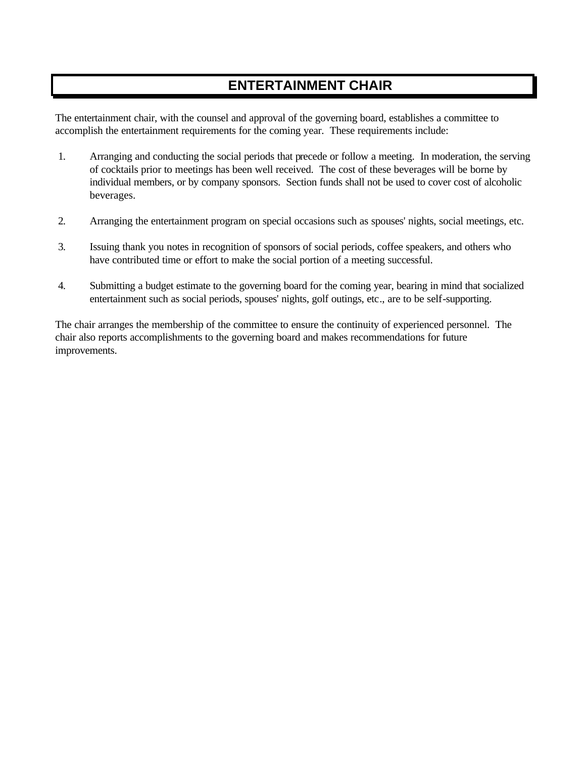# ENTERTAINMENT CHAIR

The entertainment chair, with the counsel and approval of the governing board, establishes a committee to accomplish the entertainment requirements for the coming year. These requirements include:

1. Arranging and conducting the social periods that precede or follow a meeting. In moderation, the serving of cocktails prior to meetings has been well received. The cost of these beverages will be borne by individual members, or by company sponsors. Section funds shall not be used to cover cost of alcoholic beverages.

2. Arranging the entertainment program on special occasions such as spouses' nights, social meetings, etc.

3. Issuing thank you notes in recognition of sponsors of social periods, coffee speakers, and others who have contributed time or effort to make the social portion of a meeting successful.

4. Submitting a budget estimate to the governing board for the coming year, bearing in mind that socialized entertainment such as social periods, spouses' nights, golf outings, etc., are to be self-supporting.

The chair arranges the membership of the committee to ensure the continuity of experienced personnel. The chair also reports accomplishments to the governing board and makes recommendations for future improvements.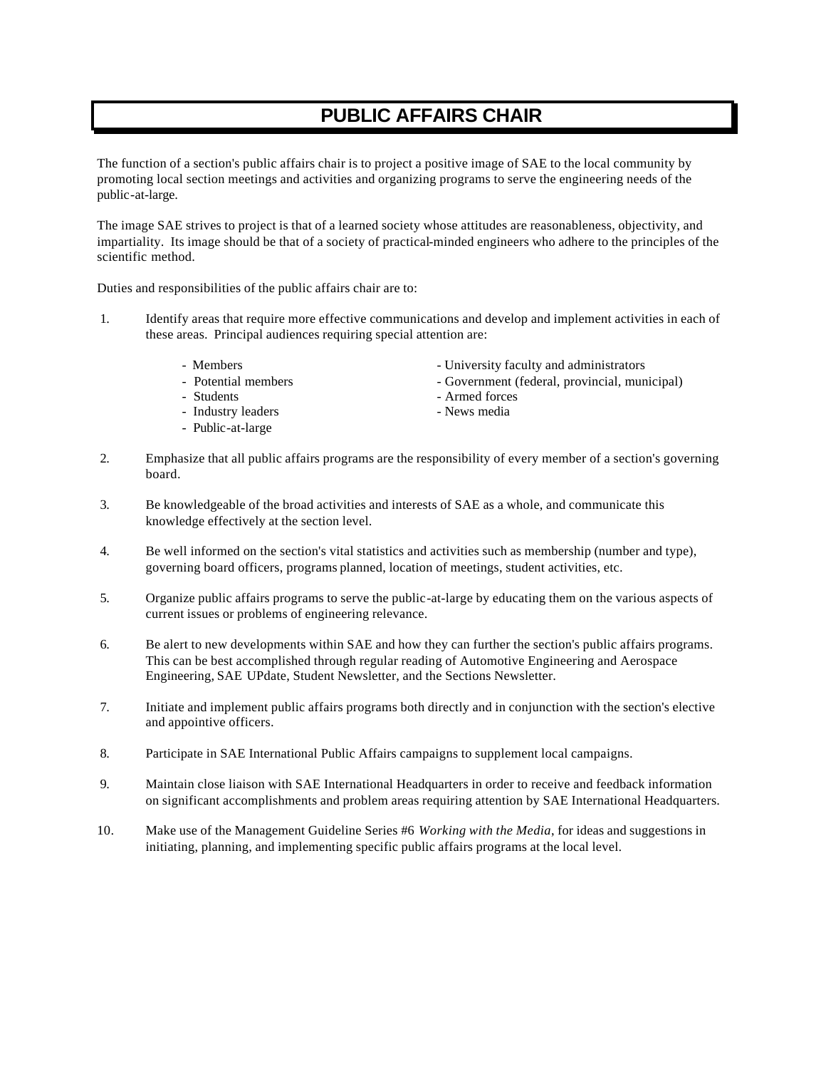# PUBLIC AFFAIRS CHAIR

The function of a section's public affairs chair is to project a positive image of SAE to the local community by promoting local section meetings and activities and organizing programs to serve the engineering needs of the public-at-large.

The image SAE strives to project is that of a learned society whose attitudes are reasonableness, objectivity, and impartiality. Its image should be that of a society of practical-minded engineers who adhere to the principles of the scientific method.

Duties and responsibilities of the public affairs chair are to:

1. Identify areas that require more effective communications and develop and implement activities in each of these areas. Principal audiences requiring special attention are:

   - Members
   - Potential members
   - Students
   - Industry leaders
   - Public-at-large
   - University faculty and administrators
   - Government (federal, provincial, municipal)
   - Armed forces
   - News media

2. Emphasize that all public affairs programs are the responsibility of every member of a section's governing board.

3. Be knowledgeable of the broad activities and interests of SAE as a whole, and communicate this knowledge effectively at the section level.

4. Be well informed on the section's vital statistics and activities such as membership (number and type), governing board officers, programs planned, location of meetings, student activities, etc.

5. Organize public affairs programs to serve the public-at-large by educating them on the various aspects of current issues or problems of engineering relevance.

6. Be alert to new developments within SAE and how they can further the section's public affairs programs. This can be best accomplished through regular reading of Automotive Engineering and Aerospace Engineering, SAE UPdate, Student Newsletter, and the Sections Newsletter.

7. Initiate and implement public affairs programs both directly and in conjunction with the section's elective and appointive officers.

8. Participate in SAE International Public Affairs campaigns to supplement local campaigns.

9. Maintain close liaison with SAE International Headquarters in order to receive and feedback information on significant accomplishments and problem areas requiring attention by SAE International Headquarters.

10. Make use of the Management Guideline Series #6 *Working with the Media*, for ideas and suggestions in initiating, planning, and implementing specific public affairs programs at the local level.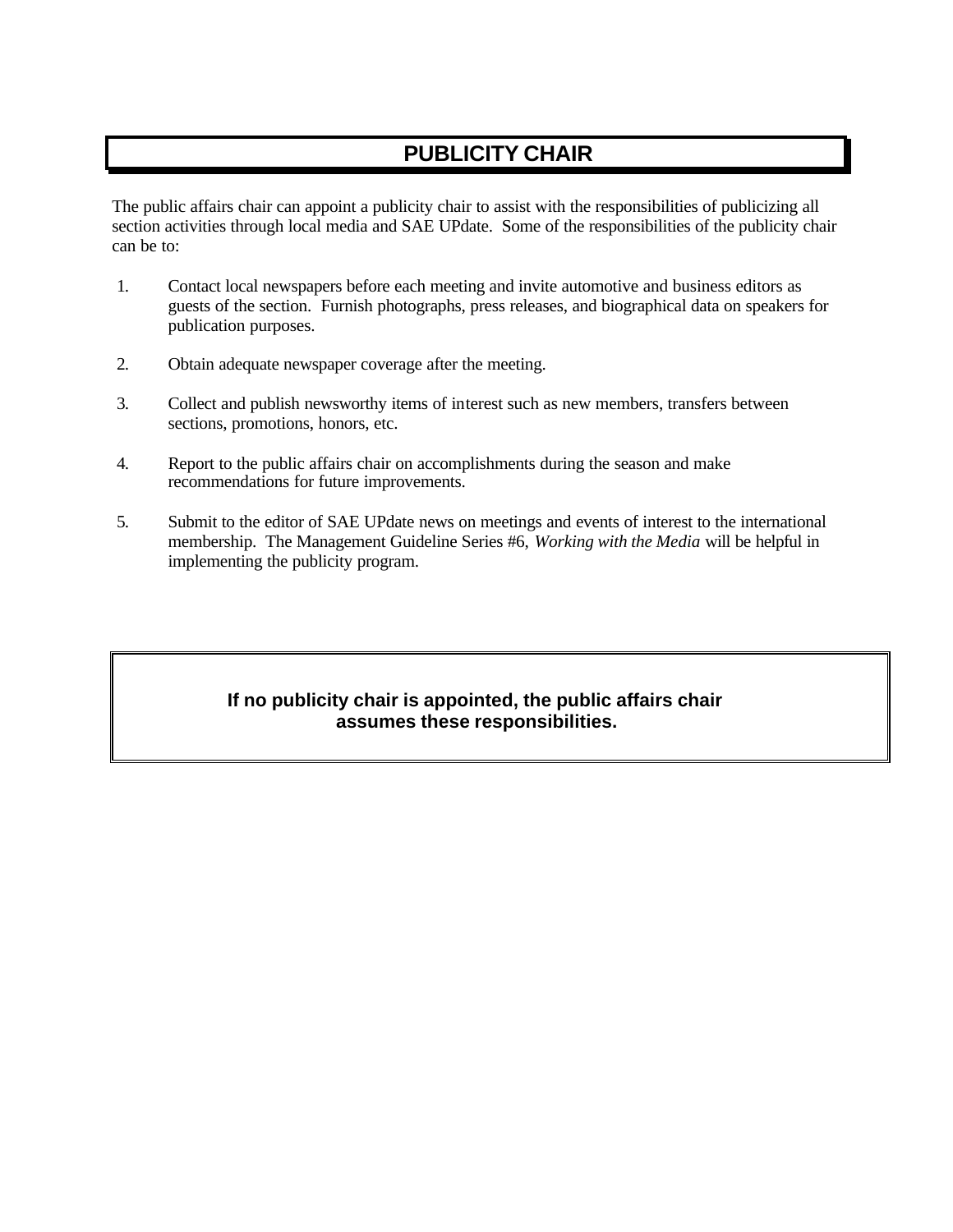# PUBLICITY CHAIR

The public affairs chair can appoint a publicity chair to assist with the responsibilities of publicizing all section activities through local media and SAE UPdate. Some of the responsibilities of the publicity chair can be to:

1. Contact local newspapers before each meeting and invite automotive and business editors as guests of the section. Furnish photographs, press releases, and biographical data on speakers for publication purposes.

2. Obtain adequate newspaper coverage after the meeting.

3. Collect and publish newsworthy items of interest such as new members, transfers between sections, promotions, honors, etc.

4. Report to the public affairs chair on accomplishments during the season and make recommendations for future improvements.

5. Submit to the editor of SAE UPdate news on meetings and events of interest to the international membership. The Management Guideline Series #6, *Working with the Media* will be helpful in implementing the publicity program.

**If no publicity chair is appointed, the public affairs chair assumes these responsibilities.**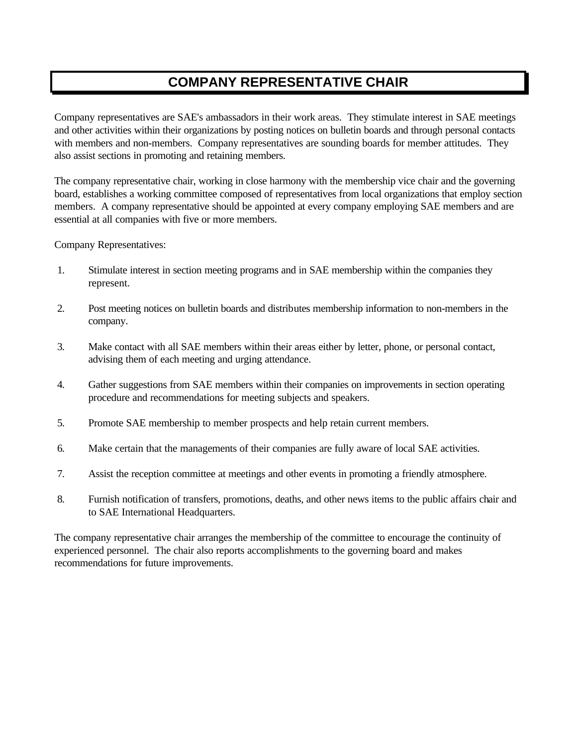# COMPANY REPRESENTATIVE CHAIR

Company representatives are SAE's ambassadors in their work areas. They stimulate interest in SAE meetings and other activities within their organizations by posting notices on bulletin boards and through personal contacts with members and non-members. Company representatives are sounding boards for member attitudes. They also assist sections in promoting and retaining members.

The company representative chair, working in close harmony with the membership vice chair and the governing board, establishes a working committee composed of representatives from local organizations that employ section members. A company representative should be appointed at every company employing SAE members and are essential at all companies with five or more members.

Company Representatives:

1. Stimulate interest in section meeting programs and in SAE membership within the companies they represent.

2. Post meeting notices on bulletin boards and distributes membership information to non-members in the company.

3. Make contact with all SAE members within their areas either by letter, phone, or personal contact, advising them of each meeting and urging attendance.

4. Gather suggestions from SAE members within their companies on improvements in section operating procedure and recommendations for meeting subjects and speakers.

5. Promote SAE membership to member prospects and help retain current members.

6. Make certain that the managements of their companies are fully aware of local SAE activities.

7. Assist the reception committee at meetings and other events in promoting a friendly atmosphere.

8. Furnish notification of transfers, promotions, deaths, and other news items to the public affairs chair and to SAE International Headquarters.

The company representative chair arranges the membership of the committee to encourage the continuity of experienced personnel. The chair also reports accomplishments to the governing board and makes recommendations for future improvements.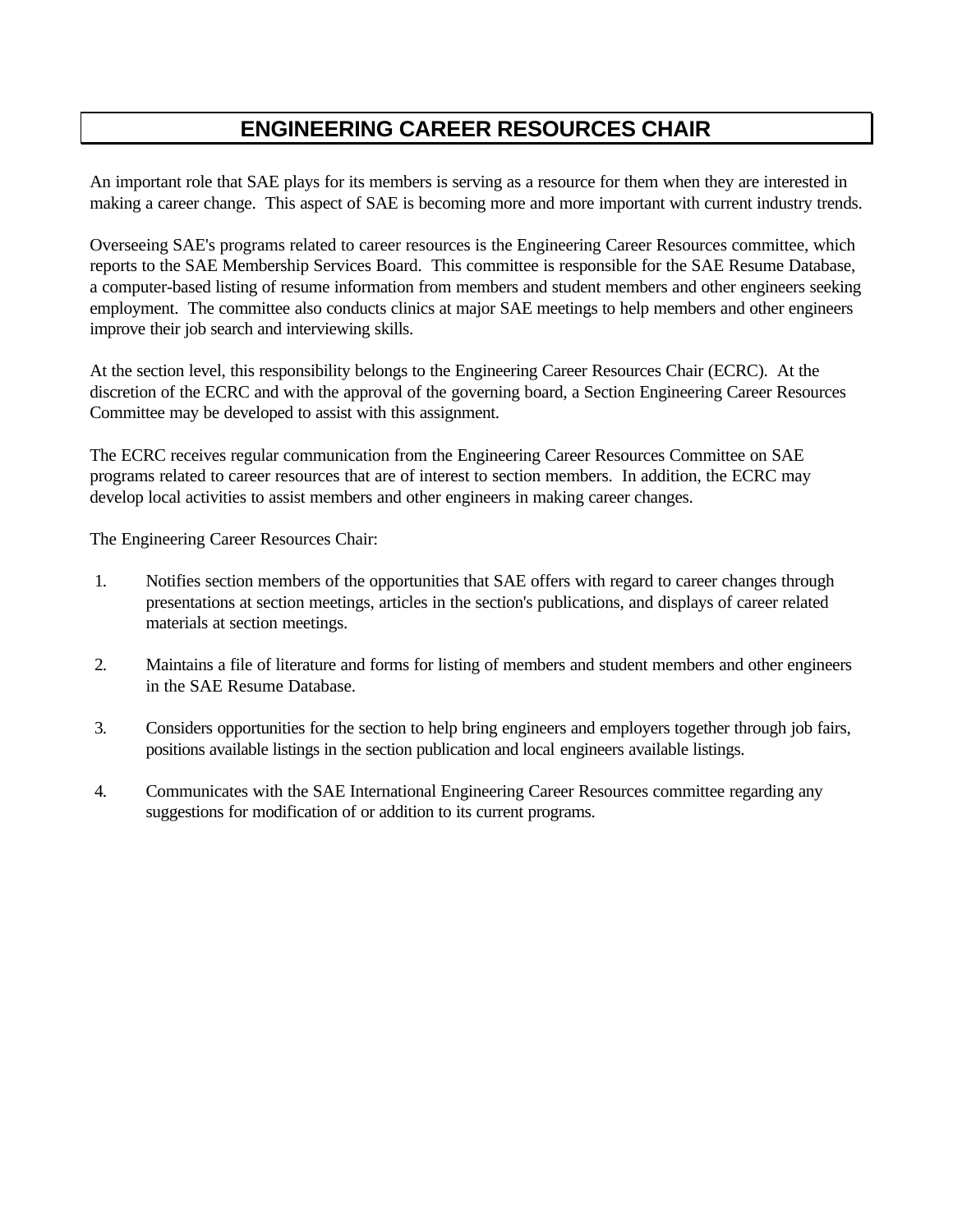# ENGINEERING CAREER RESOURCES CHAIR

An important role that SAE plays for its members is serving as a resource for them when they are interested in making a career change. This aspect of SAE is becoming more and more important with current industry trends.

Overseeing SAE's programs related to career resources is the Engineering Career Resources committee, which reports to the SAE Membership Services Board. This committee is responsible for the SAE Resume Database, a computer-based listing of resume information from members and student members and other engineers seeking employment. The committee also conducts clinics at major SAE meetings to help members and other engineers improve their job search and interviewing skills.

At the section level, this responsibility belongs to the Engineering Career Resources Chair (ECRC). At the discretion of the ECRC and with the approval of the governing board, a Section Engineering Career Resources Committee may be developed to assist with this assignment.

The ECRC receives regular communication from the Engineering Career Resources Committee on SAE programs related to career resources that are of interest to section members. In addition, the ECRC may develop local activities to assist members and other engineers in making career changes.

The Engineering Career Resources Chair:

1. Notifies section members of the opportunities that SAE offers with regard to career changes through presentations at section meetings, articles in the section's publications, and displays of career related materials at section meetings.

2. Maintains a file of literature and forms for listing of members and student members and other engineers in the SAE Resume Database.

3. Considers opportunities for the section to help bring engineers and employers together through job fairs, positions available listings in the section publication and local engineers available listings.

4. Communicates with the SAE International Engineering Career Resources committee regarding any suggestions for modification of or addition to its current programs.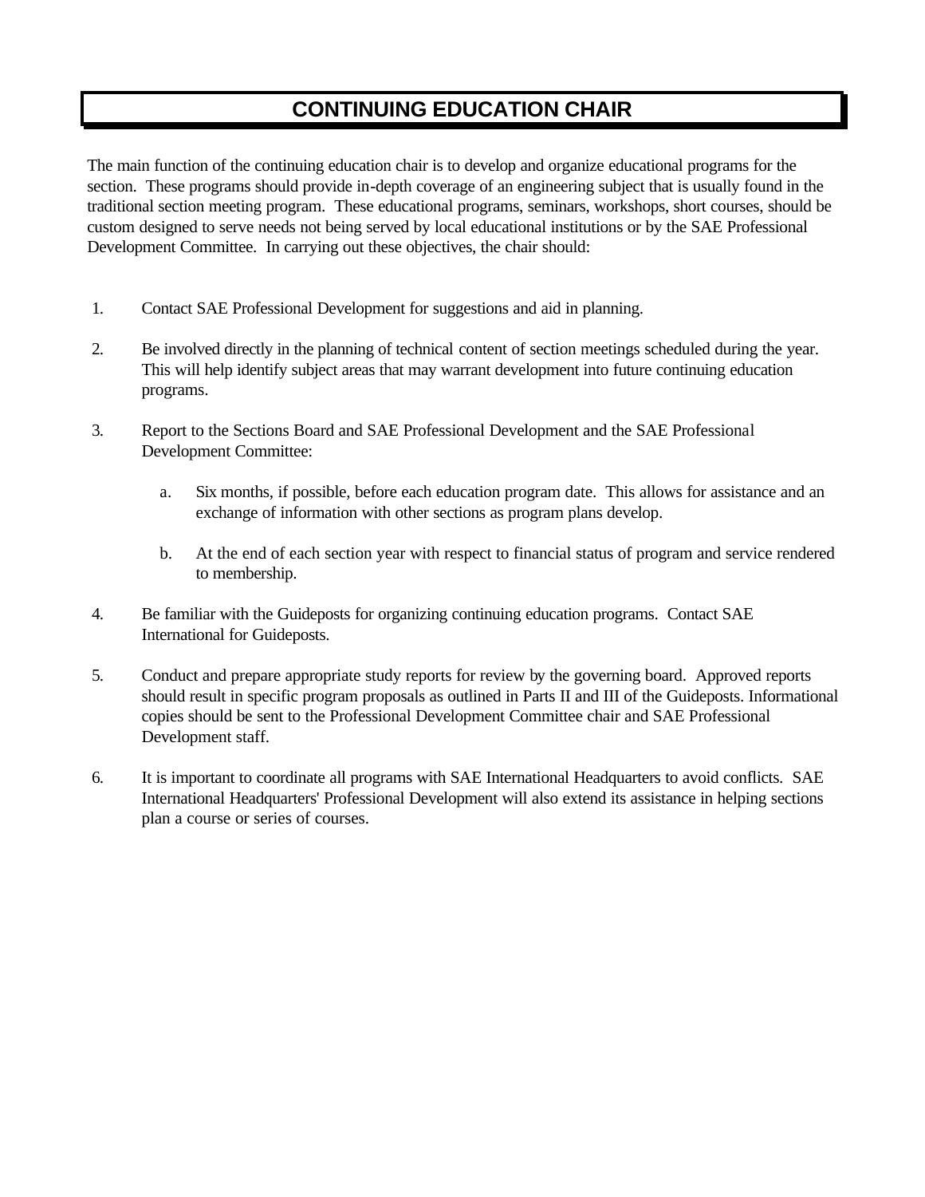# CONTINUING EDUCATION CHAIR

The main function of the continuing education chair is to develop and organize educational programs for the section. These programs should provide in-depth coverage of an engineering subject that is usually found in the traditional section meeting program. These educational programs, seminars, workshops, short courses, should be custom designed to serve needs not being served by local educational institutions or by the SAE Professional Development Committee. In carrying out these objectives, the chair should:

1. Contact SAE Professional Development for suggestions and aid in planning.

2. Be involved directly in the planning of technical content of section meetings scheduled during the year. This will help identify subject areas that may warrant development into future continuing education programs.

3. Report to the Sections Board and SAE Professional Development and the SAE Professional Development Committee:

   a. Six months, if possible, before each education program date. This allows for assistance and an exchange of information with other sections as program plans develop.

   b. At the end of each section year with respect to financial status of program and service rendered to membership.

4. Be familiar with the Guideposts for organizing continuing education programs. Contact SAE International for Guideposts.

5. Conduct and prepare appropriate study reports for review by the governing board. Approved reports should result in specific program proposals as outlined in Parts II and III of the Guideposts. Informational copies should be sent to the Professional Development Committee chair and SAE Professional Development staff.

6. It is important to coordinate all programs with SAE International Headquarters to avoid conflicts. SAE International Headquarters' Professional Development will also extend its assistance in helping sections plan a course or series of courses.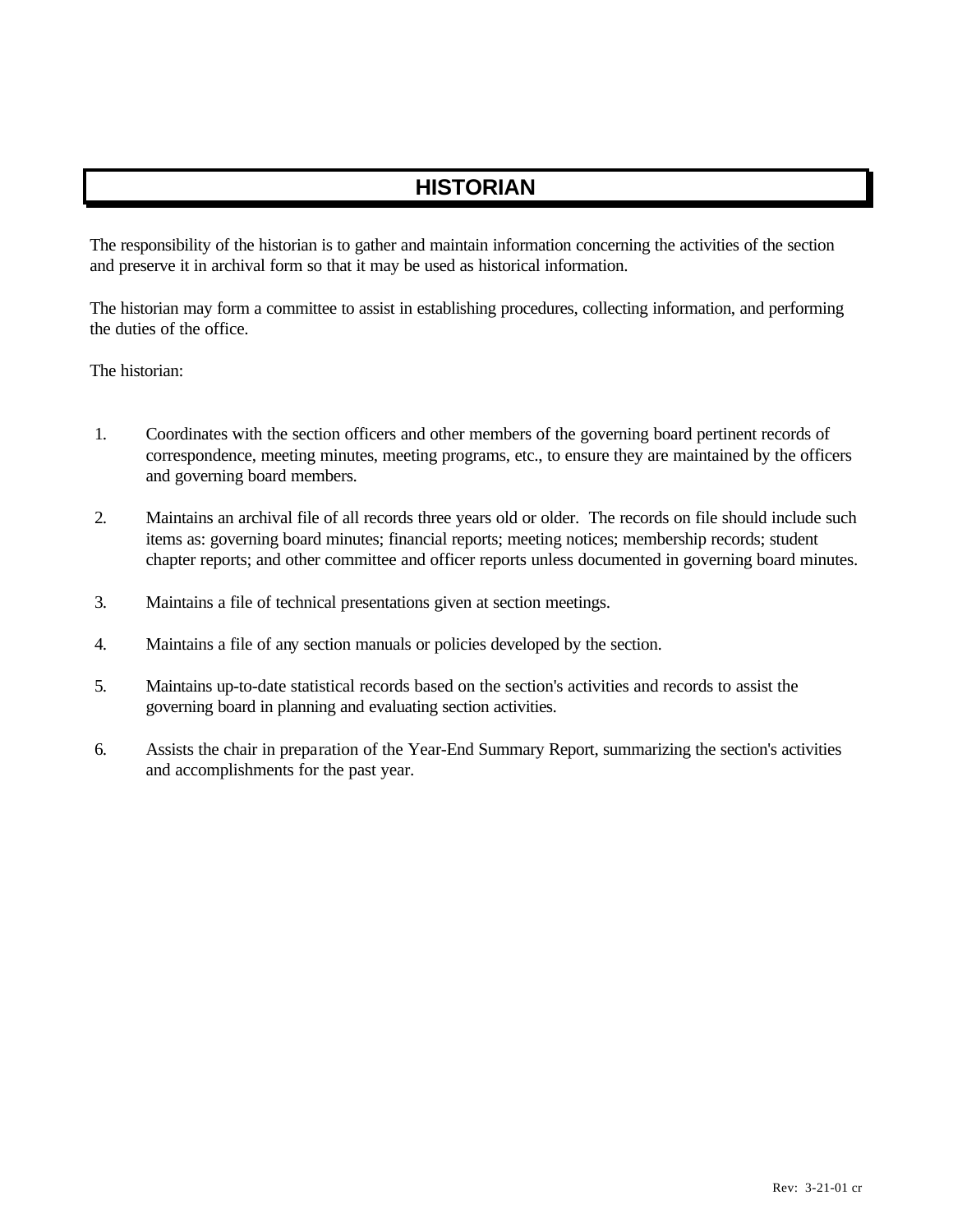# HISTORIAN

The responsibility of the historian is to gather and maintain information concerning the activities of the section and preserve it in archival form so that it may be used as historical information.

The historian may form a committee to assist in establishing procedures, collecting information, and performing the duties of the office.

The historian:

1. Coordinates with the section officers and other members of the governing board pertinent records of correspondence, meeting minutes, meeting programs, etc., to ensure they are maintained by the officers and governing board members.

2. Maintains an archival file of all records three years old or older. The records on file should include such items as: governing board minutes; financial reports; meeting notices; membership records; student chapter reports; and other committee and officer reports unless documented in governing board minutes.

3. Maintains a file of technical presentations given at section meetings.

4. Maintains a file of any section manuals or policies developed by the section.

5. Maintains up-to-date statistical records based on the section's activities and records to assist the governing board in planning and evaluating section activities.

6. Assists the chair in preparation of the Year-End Summary Report, summarizing the section's activities and accomplishments for the past year.

Rev: 3-21-01 cr